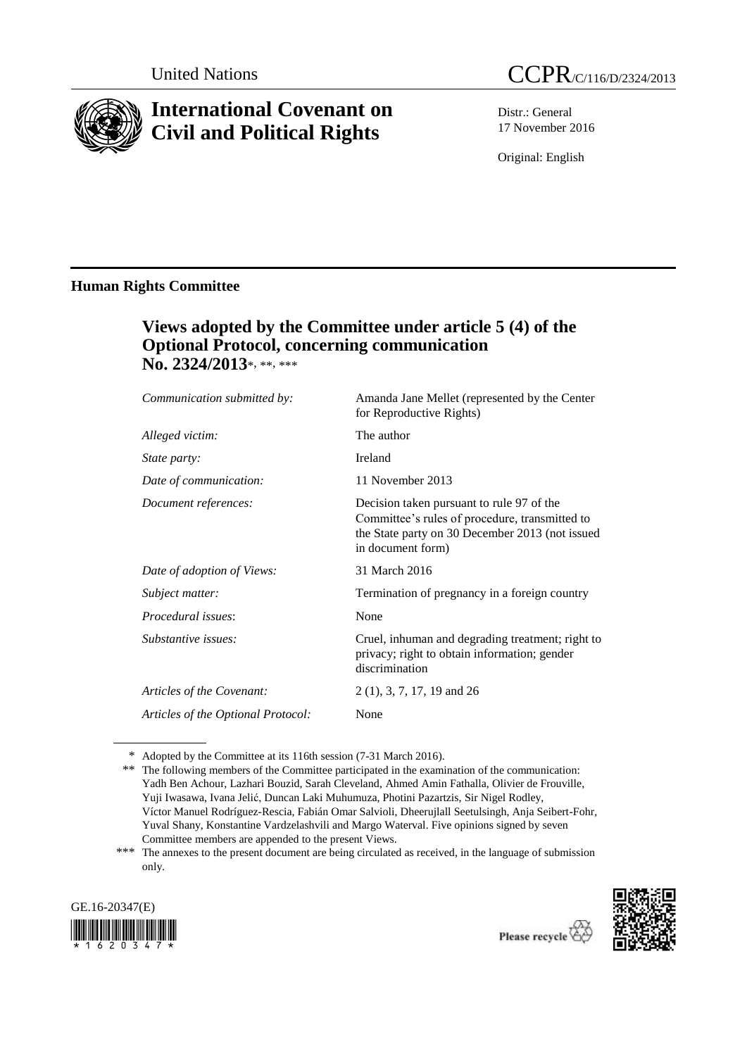United Nations

CCPR/C/116/D/2324/2013

# International Covenant on Civil and Political Rights

Distr.: General
17 November 2016

Original: English

## Human Rights Committee

### Views adopted by the Committee under article 5 (4) of the Optional Protocol, concerning communication No. 2324/2013*, **, ***

| | |
|---|---|
| *Communication submitted by:* | Amanda Jane Mellet (represented by the Center for Reproductive Rights) |
| *Alleged victim:* | The author |
| *State party:* | Ireland |
| *Date of communication:* | 11 November 2013 |
| *Document references:* | Decision taken pursuant to rule 97 of the Committee's rules of procedure, transmitted to the State party on 30 December 2013 (not issued in document form) |
| *Date of adoption of Views:* | 31 March 2016 |
| *Subject matter:* | Termination of pregnancy in a foreign country |
| *Procedural issues*: | None |
| *Substantive issues:* | Cruel, inhuman and degrading treatment; right to privacy; right to obtain information; gender discrimination |
| *Articles of the Covenant:* | 2 (1), 3, 7, 17, 19 and 26 |
| *Articles of the Optional Protocol:* | None |

\* Adopted by the Committee at its 116th session (7-31 March 2016).

\*\* The following members of the Committee participated in the examination of the communication: Yadh Ben Achour, Lazhari Bouzid, Sarah Cleveland, Ahmed Amin Fathalla, Olivier de Frouville, Yuji Iwasawa, Ivana Jelić, Duncan Laki Muhumuza, Photini Pazartzis, Sir Nigel Rodley, Víctor Manuel Rodríguez-Rescia, Fabián Omar Salvioli, Dheerujlall Seetulsingh, Anja Seibert-Fohr, Yuval Shany, Konstantine Vardzelashvili and Margo Waterval. Five opinions signed by seven Committee members are appended to the present Views.

\*\*\* The annexes to the present document are being circulated as received, in the language of submission only.

GE.16-20347(E)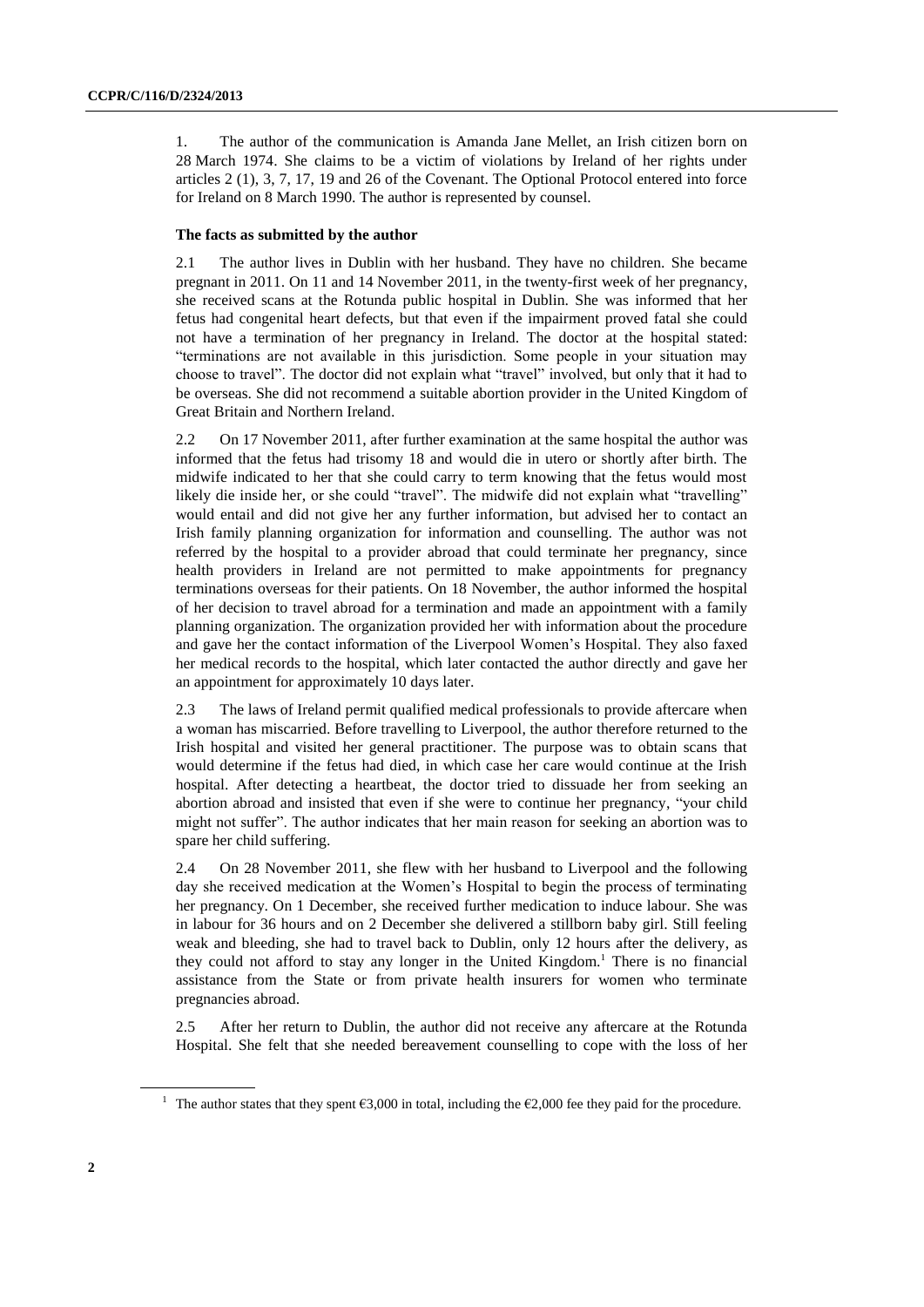1. The author of the communication is Amanda Jane Mellet, an Irish citizen born on 28 March 1974. She claims to be a victim of violations by Ireland of her rights under articles 2 (1), 3, 7, 17, 19 and 26 of the Covenant. The Optional Protocol entered into force for Ireland on 8 March 1990. The author is represented by counsel.

**The facts as submitted by the author**

2.1 The author lives in Dublin with her husband. They have no children. She became pregnant in 2011. On 11 and 14 November 2011, in the twenty-first week of her pregnancy, she received scans at the Rotunda public hospital in Dublin. She was informed that her fetus had congenital heart defects, but that even if the impairment proved fatal she could not have a termination of her pregnancy in Ireland. The doctor at the hospital stated: "terminations are not available in this jurisdiction. Some people in your situation may choose to travel". The doctor did not explain what "travel" involved, but only that it had to be overseas. She did not recommend a suitable abortion provider in the United Kingdom of Great Britain and Northern Ireland.

2.2 On 17 November 2011, after further examination at the same hospital the author was informed that the fetus had trisomy 18 and would die in utero or shortly after birth. The midwife indicated to her that she could carry to term knowing that the fetus would most likely die inside her, or she could "travel". The midwife did not explain what "travelling" would entail and did not give her any further information, but advised her to contact an Irish family planning organization for information and counselling. The author was not referred by the hospital to a provider abroad that could terminate her pregnancy, since health providers in Ireland are not permitted to make appointments for pregnancy terminations overseas for their patients. On 18 November, the author informed the hospital of her decision to travel abroad for a termination and made an appointment with a family planning organization. The organization provided her with information about the procedure and gave her the contact information of the Liverpool Women's Hospital. They also faxed her medical records to the hospital, which later contacted the author directly and gave her an appointment for approximately 10 days later.

2.3 The laws of Ireland permit qualified medical professionals to provide aftercare when a woman has miscarried. Before travelling to Liverpool, the author therefore returned to the Irish hospital and visited her general practitioner. The purpose was to obtain scans that would determine if the fetus had died, in which case her care would continue at the Irish hospital. After detecting a heartbeat, the doctor tried to dissuade her from seeking an abortion abroad and insisted that even if she were to continue her pregnancy, "your child might not suffer". The author indicates that her main reason for seeking an abortion was to spare her child suffering.

2.4 On 28 November 2011, she flew with her husband to Liverpool and the following day she received medication at the Women's Hospital to begin the process of terminating her pregnancy. On 1 December, she received further medication to induce labour. She was in labour for 36 hours and on 2 December she delivered a stillborn baby girl. Still feeling weak and bleeding, she had to travel back to Dublin, only 12 hours after the delivery, as they could not afford to stay any longer in the United Kingdom.[1] There is no financial assistance from the State or from private health insurers for women who terminate pregnancies abroad.

2.5 After her return to Dublin, the author did not receive any aftercare at the Rotunda Hospital. She felt that she needed bereavement counselling to cope with the loss of her

[1] The author states that they spent €3,000 in total, including the €2,000 fee they paid for the procedure.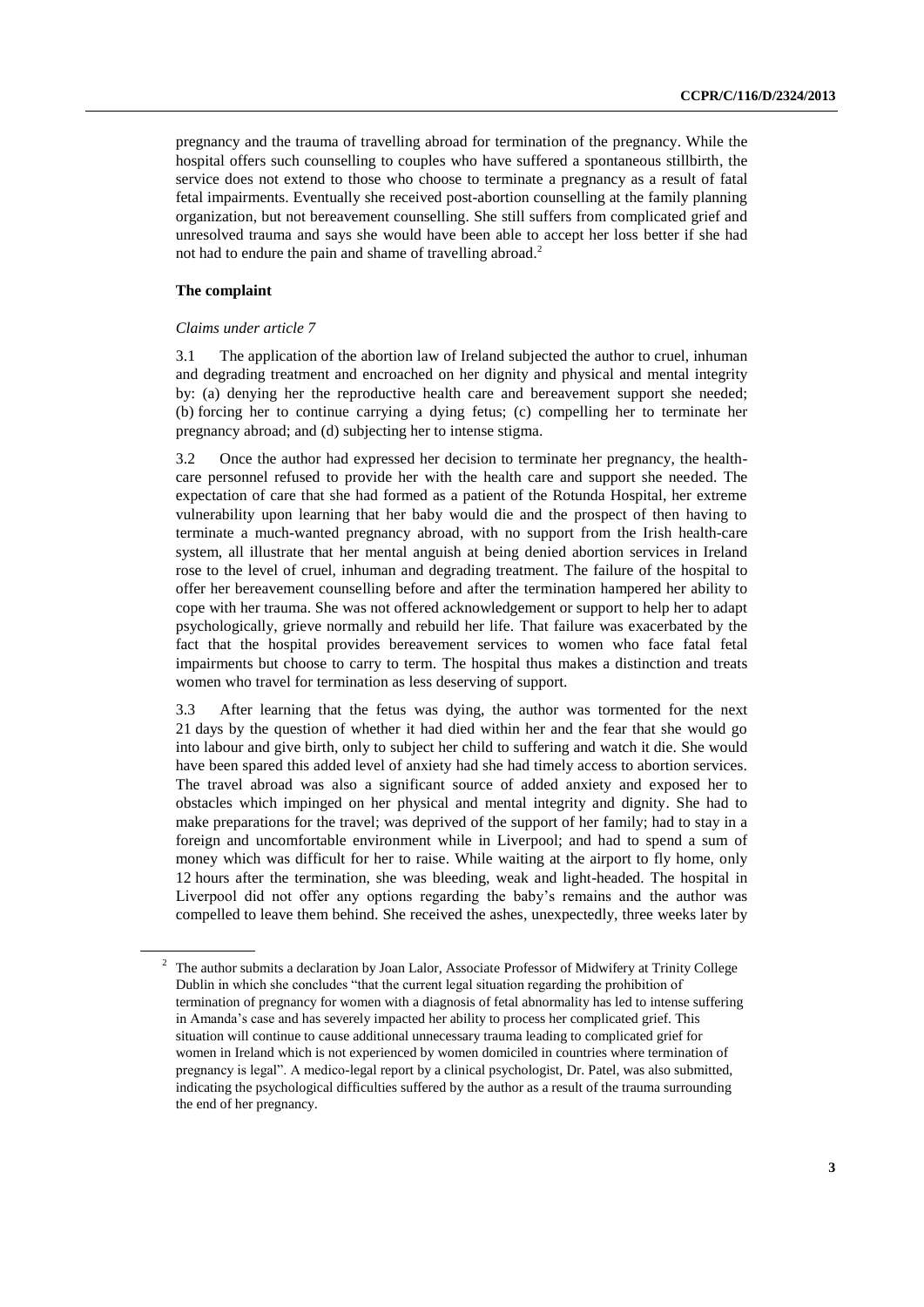pregnancy and the trauma of travelling abroad for termination of the pregnancy. While the hospital offers such counselling to couples who have suffered a spontaneous stillbirth, the service does not extend to those who choose to terminate a pregnancy as a result of fatal fetal impairments. Eventually she received post-abortion counselling at the family planning organization, but not bereavement counselling. She still suffers from complicated grief and unresolved trauma and says she would have been able to accept her loss better if she had not had to endure the pain and shame of travelling abroad.[2]

### The complaint

*Claims under article 7*

3.1 The application of the abortion law of Ireland subjected the author to cruel, inhuman and degrading treatment and encroached on her dignity and physical and mental integrity by: (a) denying her the reproductive health care and bereavement support she needed; (b) forcing her to continue carrying a dying fetus; (c) compelling her to terminate her pregnancy abroad; and (d) subjecting her to intense stigma.

3.2 Once the author had expressed her decision to terminate her pregnancy, the health-care personnel refused to provide her with the health care and support she needed. The expectation of care that she had formed as a patient of the Rotunda Hospital, her extreme vulnerability upon learning that her baby would die and the prospect of then having to terminate a much-wanted pregnancy abroad, with no support from the Irish health-care system, all illustrate that her mental anguish at being denied abortion services in Ireland rose to the level of cruel, inhuman and degrading treatment. The failure of the hospital to offer her bereavement counselling before and after the termination hampered her ability to cope with her trauma. She was not offered acknowledgement or support to help her to adapt psychologically, grieve normally and rebuild her life. That failure was exacerbated by the fact that the hospital provides bereavement services to women who face fatal fetal impairments but choose to carry to term. The hospital thus makes a distinction and treats women who travel for termination as less deserving of support.

3.3 After learning that the fetus was dying, the author was tormented for the next 21 days by the question of whether it had died within her and the fear that she would go into labour and give birth, only to subject her child to suffering and watch it die. She would have been spared this added level of anxiety had she had timely access to abortion services. The travel abroad was also a significant source of added anxiety and exposed her to obstacles which impinged on her physical and mental integrity and dignity. She had to make preparations for the travel; was deprived of the support of her family; had to stay in a foreign and uncomfortable environment while in Liverpool; and had to spend a sum of money which was difficult for her to raise. While waiting at the airport to fly home, only 12 hours after the termination, she was bleeding, weak and light-headed. The hospital in Liverpool did not offer any options regarding the baby's remains and the author was compelled to leave them behind. She received the ashes, unexpectedly, three weeks later by

---

[2] The author submits a declaration by Joan Lalor, Associate Professor of Midwifery at Trinity College Dublin in which she concludes "that the current legal situation regarding the prohibition of termination of pregnancy for women with a diagnosis of fetal abnormality has led to intense suffering in Amanda's case and has severely impacted her ability to process her complicated grief. This situation will continue to cause additional unnecessary trauma leading to complicated grief for women in Ireland which is not experienced by women domiciled in countries where termination of pregnancy is legal". A medico-legal report by a clinical psychologist, Dr. Patel, was also submitted, indicating the psychological difficulties suffered by the author as a result of the trauma surrounding the end of her pregnancy.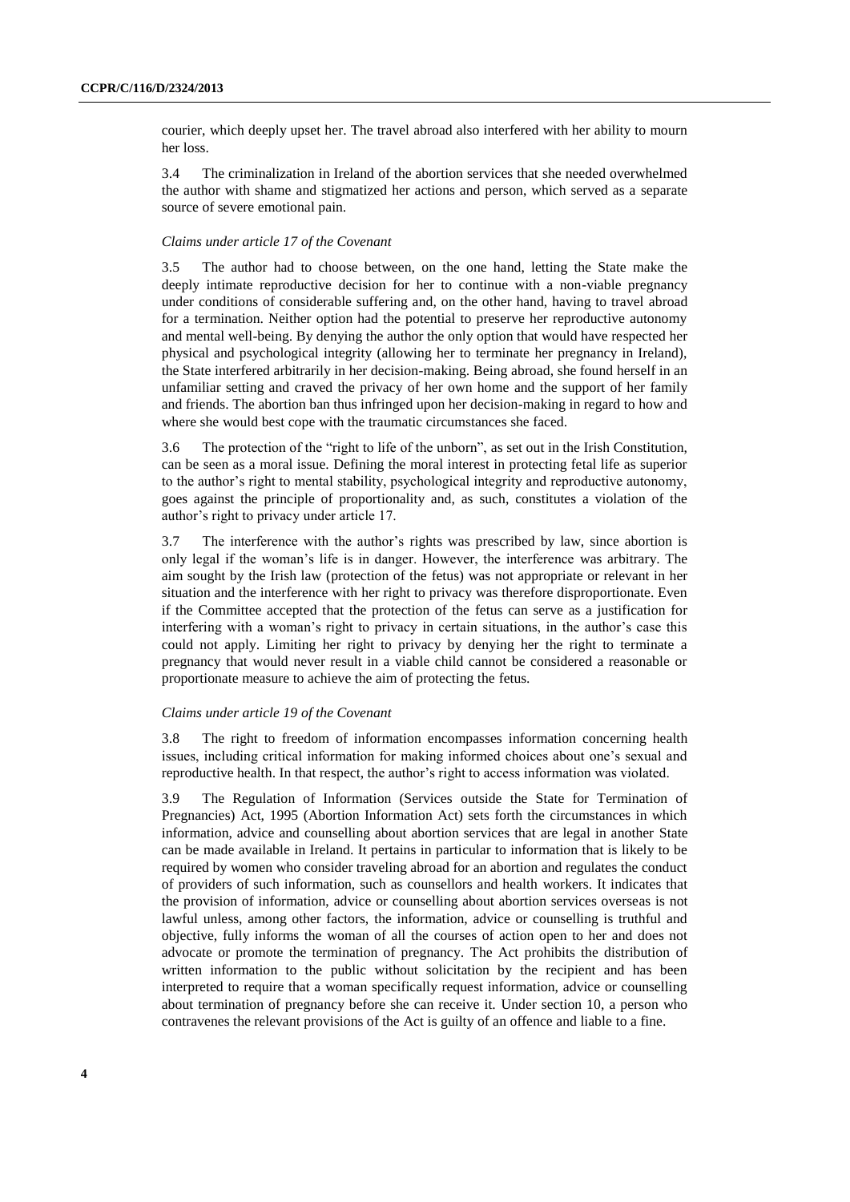courier, which deeply upset her. The travel abroad also interfered with her ability to mourn her loss.

3.4 The criminalization in Ireland of the abortion services that she needed overwhelmed the author with shame and stigmatized her actions and person, which served as a separate source of severe emotional pain.

*Claims under article 17 of the Covenant*

3.5 The author had to choose between, on the one hand, letting the State make the deeply intimate reproductive decision for her to continue with a non-viable pregnancy under conditions of considerable suffering and, on the other hand, having to travel abroad for a termination. Neither option had the potential to preserve her reproductive autonomy and mental well-being. By denying the author the only option that would have respected her physical and psychological integrity (allowing her to terminate her pregnancy in Ireland), the State interfered arbitrarily in her decision-making. Being abroad, she found herself in an unfamiliar setting and craved the privacy of her own home and the support of her family and friends. The abortion ban thus infringed upon her decision-making in regard to how and where she would best cope with the traumatic circumstances she faced.

3.6 The protection of the "right to life of the unborn", as set out in the Irish Constitution, can be seen as a moral issue. Defining the moral interest in protecting fetal life as superior to the author's right to mental stability, psychological integrity and reproductive autonomy, goes against the principle of proportionality and, as such, constitutes a violation of the author's right to privacy under article 17.

3.7 The interference with the author's rights was prescribed by law, since abortion is only legal if the woman's life is in danger. However, the interference was arbitrary. The aim sought by the Irish law (protection of the fetus) was not appropriate or relevant in her situation and the interference with her right to privacy was therefore disproportionate. Even if the Committee accepted that the protection of the fetus can serve as a justification for interfering with a woman's right to privacy in certain situations, in the author's case this could not apply. Limiting her right to privacy by denying her the right to terminate a pregnancy that would never result in a viable child cannot be considered a reasonable or proportionate measure to achieve the aim of protecting the fetus.

*Claims under article 19 of the Covenant*

3.8 The right to freedom of information encompasses information concerning health issues, including critical information for making informed choices about one's sexual and reproductive health. In that respect, the author's right to access information was violated.

3.9 The Regulation of Information (Services outside the State for Termination of Pregnancies) Act, 1995 (Abortion Information Act) sets forth the circumstances in which information, advice and counselling about abortion services that are legal in another State can be made available in Ireland. It pertains in particular to information that is likely to be required by women who consider traveling abroad for an abortion and regulates the conduct of providers of such information, such as counsellors and health workers. It indicates that the provision of information, advice or counselling about abortion services overseas is not lawful unless, among other factors, the information, advice or counselling is truthful and objective, fully informs the woman of all the courses of action open to her and does not advocate or promote the termination of pregnancy. The Act prohibits the distribution of written information to the public without solicitation by the recipient and has been interpreted to require that a woman specifically request information, advice or counselling about termination of pregnancy before she can receive it. Under section 10, a person who contravenes the relevant provisions of the Act is guilty of an offence and liable to a fine.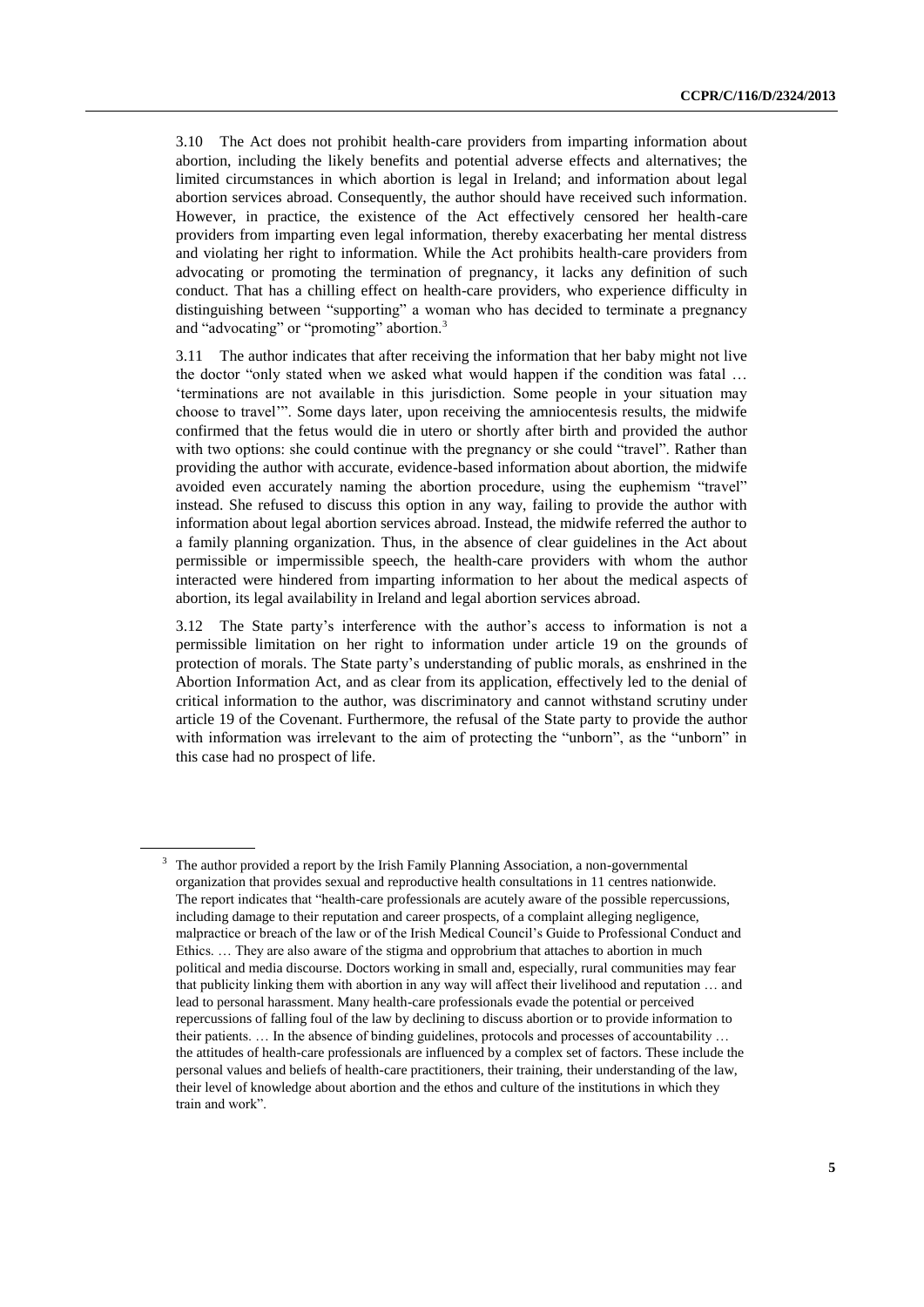3.10 The Act does not prohibit health-care providers from imparting information about abortion, including the likely benefits and potential adverse effects and alternatives; the limited circumstances in which abortion is legal in Ireland; and information about legal abortion services abroad. Consequently, the author should have received such information. However, in practice, the existence of the Act effectively censored her health-care providers from imparting even legal information, thereby exacerbating her mental distress and violating her right to information. While the Act prohibits health-care providers from advocating or promoting the termination of pregnancy, it lacks any definition of such conduct. That has a chilling effect on health-care providers, who experience difficulty in distinguishing between "supporting" a woman who has decided to terminate a pregnancy and "advocating" or "promoting" abortion.[3]

3.11 The author indicates that after receiving the information that her baby might not live the doctor "only stated when we asked what would happen if the condition was fatal … 'terminations are not available in this jurisdiction. Some people in your situation may choose to travel'". Some days later, upon receiving the amniocentesis results, the midwife confirmed that the fetus would die in utero or shortly after birth and provided the author with two options: she could continue with the pregnancy or she could "travel". Rather than providing the author with accurate, evidence-based information about abortion, the midwife avoided even accurately naming the abortion procedure, using the euphemism "travel" instead. She refused to discuss this option in any way, failing to provide the author with information about legal abortion services abroad. Instead, the midwife referred the author to a family planning organization. Thus, in the absence of clear guidelines in the Act about permissible or impermissible speech, the health-care providers with whom the author interacted were hindered from imparting information to her about the medical aspects of abortion, its legal availability in Ireland and legal abortion services abroad.

3.12 The State party's interference with the author's access to information is not a permissible limitation on her right to information under article 19 on the grounds of protection of morals. The State party's understanding of public morals, as enshrined in the Abortion Information Act, and as clear from its application, effectively led to the denial of critical information to the author, was discriminatory and cannot withstand scrutiny under article 19 of the Covenant. Furthermore, the refusal of the State party to provide the author with information was irrelevant to the aim of protecting the "unborn", as the "unborn" in this case had no prospect of life.

---

[3] The author provided a report by the Irish Family Planning Association, a non-governmental organization that provides sexual and reproductive health consultations in 11 centres nationwide. The report indicates that "health-care professionals are acutely aware of the possible repercussions, including damage to their reputation and career prospects, of a complaint alleging negligence, malpractice or breach of the law or of the Irish Medical Council's Guide to Professional Conduct and Ethics. … They are also aware of the stigma and opprobrium that attaches to abortion in much political and media discourse. Doctors working in small and, especially, rural communities may fear that publicity linking them with abortion in any way will affect their livelihood and reputation … and lead to personal harassment. Many health-care professionals evade the potential or perceived repercussions of falling foul of the law by declining to discuss abortion or to provide information to their patients. … In the absence of binding guidelines, protocols and processes of accountability … the attitudes of health-care professionals are influenced by a complex set of factors. These include the personal values and beliefs of health-care practitioners, their training, their understanding of the law, their level of knowledge about abortion and the ethos and culture of the institutions in which they train and work".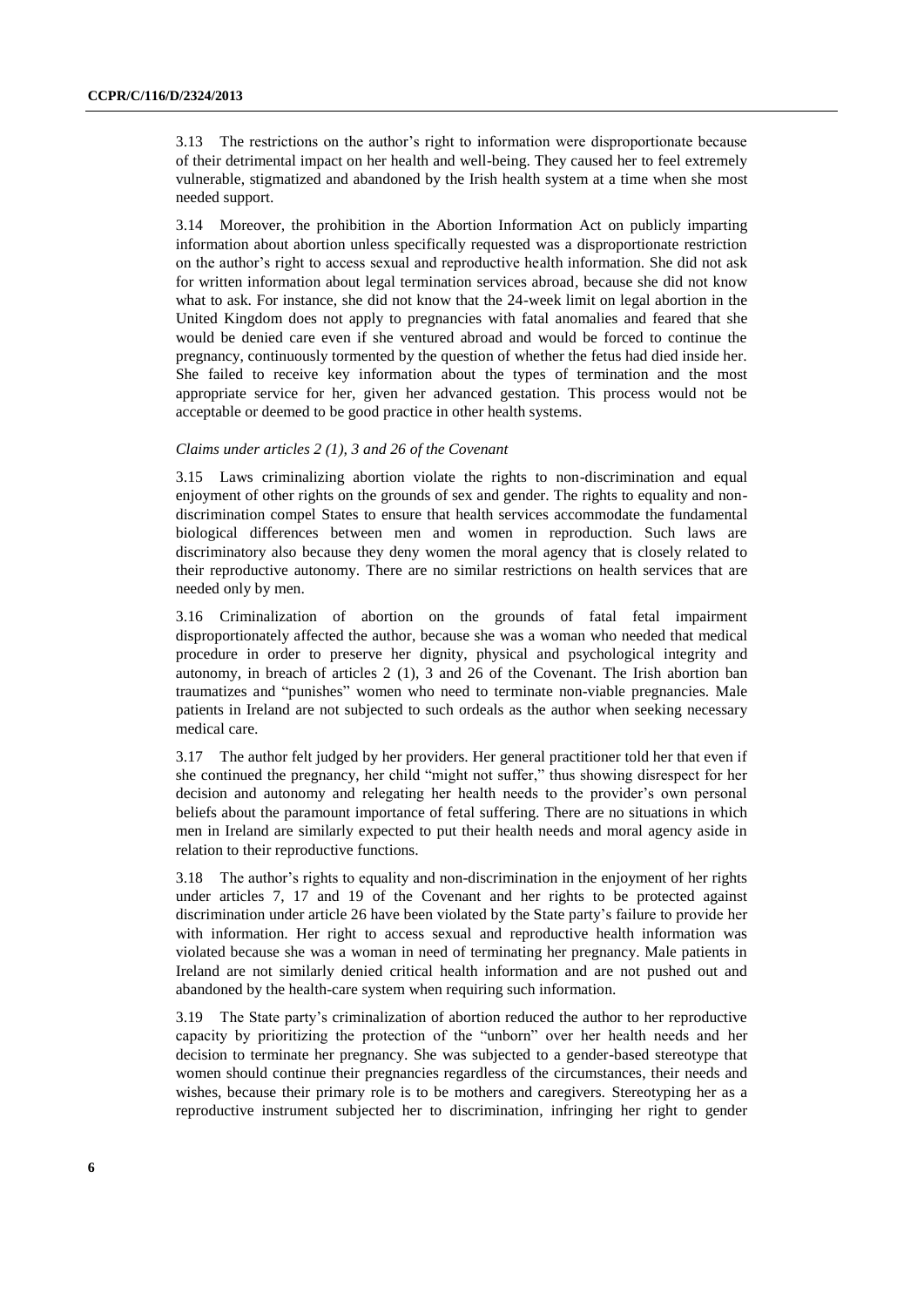3.13 The restrictions on the author's right to information were disproportionate because of their detrimental impact on her health and well-being. They caused her to feel extremely vulnerable, stigmatized and abandoned by the Irish health system at a time when she most needed support.

3.14 Moreover, the prohibition in the Abortion Information Act on publicly imparting information about abortion unless specifically requested was a disproportionate restriction on the author's right to access sexual and reproductive health information. She did not ask for written information about legal termination services abroad, because she did not know what to ask. For instance, she did not know that the 24-week limit on legal abortion in the United Kingdom does not apply to pregnancies with fatal anomalies and feared that she would be denied care even if she ventured abroad and would be forced to continue the pregnancy, continuously tormented by the question of whether the fetus had died inside her. She failed to receive key information about the types of termination and the most appropriate service for her, given her advanced gestation. This process would not be acceptable or deemed to be good practice in other health systems.

*Claims under articles 2 (1), 3 and 26 of the Covenant*

3.15 Laws criminalizing abortion violate the rights to non-discrimination and equal enjoyment of other rights on the grounds of sex and gender. The rights to equality and non-discrimination compel States to ensure that health services accommodate the fundamental biological differences between men and women in reproduction. Such laws are discriminatory also because they deny women the moral agency that is closely related to their reproductive autonomy. There are no similar restrictions on health services that are needed only by men.

3.16 Criminalization of abortion on the grounds of fatal fetal impairment disproportionately affected the author, because she was a woman who needed that medical procedure in order to preserve her dignity, physical and psychological integrity and autonomy, in breach of articles 2 (1), 3 and 26 of the Covenant. The Irish abortion ban traumatizes and "punishes" women who need to terminate non-viable pregnancies. Male patients in Ireland are not subjected to such ordeals as the author when seeking necessary medical care.

3.17 The author felt judged by her providers. Her general practitioner told her that even if she continued the pregnancy, her child "might not suffer," thus showing disrespect for her decision and autonomy and relegating her health needs to the provider's own personal beliefs about the paramount importance of fetal suffering. There are no situations in which men in Ireland are similarly expected to put their health needs and moral agency aside in relation to their reproductive functions.

3.18 The author's rights to equality and non-discrimination in the enjoyment of her rights under articles 7, 17 and 19 of the Covenant and her rights to be protected against discrimination under article 26 have been violated by the State party's failure to provide her with information. Her right to access sexual and reproductive health information was violated because she was a woman in need of terminating her pregnancy. Male patients in Ireland are not similarly denied critical health information and are not pushed out and abandoned by the health-care system when requiring such information.

3.19 The State party's criminalization of abortion reduced the author to her reproductive capacity by prioritizing the protection of the "unborn" over her health needs and her decision to terminate her pregnancy. She was subjected to a gender-based stereotype that women should continue their pregnancies regardless of the circumstances, their needs and wishes, because their primary role is to be mothers and caregivers. Stereotyping her as a reproductive instrument subjected her to discrimination, infringing her right to gender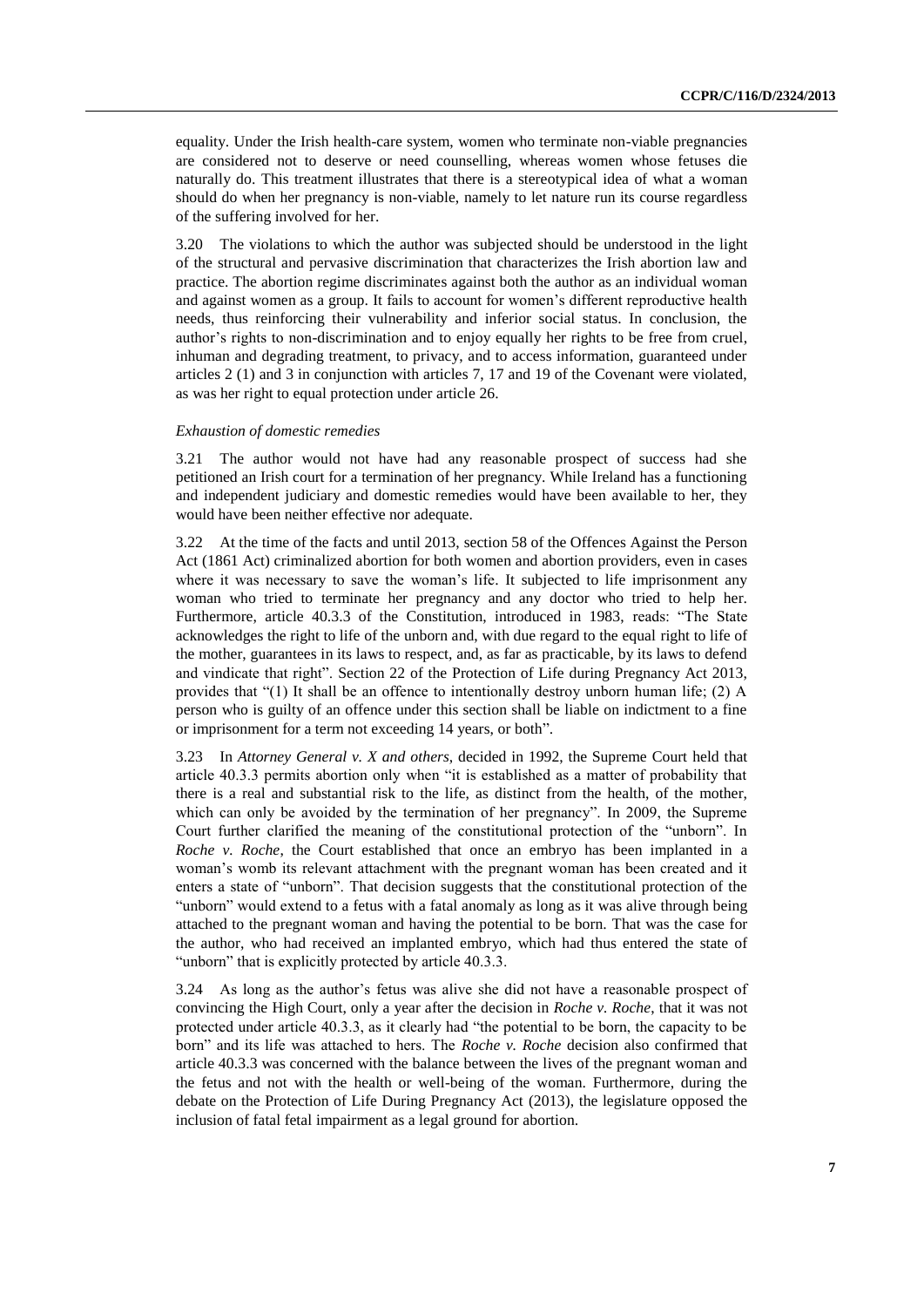equality. Under the Irish health-care system, women who terminate non-viable pregnancies are considered not to deserve or need counselling, whereas women whose fetuses die naturally do. This treatment illustrates that there is a stereotypical idea of what a woman should do when her pregnancy is non-viable, namely to let nature run its course regardless of the suffering involved for her.

3.20 The violations to which the author was subjected should be understood in the light of the structural and pervasive discrimination that characterizes the Irish abortion law and practice. The abortion regime discriminates against both the author as an individual woman and against women as a group. It fails to account for women's different reproductive health needs, thus reinforcing their vulnerability and inferior social status. In conclusion, the author's rights to non-discrimination and to enjoy equally her rights to be free from cruel, inhuman and degrading treatment, to privacy, and to access information, guaranteed under articles 2 (1) and 3 in conjunction with articles 7, 17 and 19 of the Covenant were violated, as was her right to equal protection under article 26.

*Exhaustion of domestic remedies*

3.21 The author would not have had any reasonable prospect of success had she petitioned an Irish court for a termination of her pregnancy. While Ireland has a functioning and independent judiciary and domestic remedies would have been available to her, they would have been neither effective nor adequate.

3.22 At the time of the facts and until 2013, section 58 of the Offences Against the Person Act (1861 Act) criminalized abortion for both women and abortion providers, even in cases where it was necessary to save the woman's life. It subjected to life imprisonment any woman who tried to terminate her pregnancy and any doctor who tried to help her. Furthermore, article 40.3.3 of the Constitution, introduced in 1983, reads: "The State acknowledges the right to life of the unborn and, with due regard to the equal right to life of the mother, guarantees in its laws to respect, and, as far as practicable, by its laws to defend and vindicate that right". Section 22 of the Protection of Life during Pregnancy Act 2013, provides that "(1) It shall be an offence to intentionally destroy unborn human life; (2) A person who is guilty of an offence under this section shall be liable on indictment to a fine or imprisonment for a term not exceeding 14 years, or both".

3.23 In *Attorney General v. X and others*, decided in 1992, the Supreme Court held that article 40.3.3 permits abortion only when "it is established as a matter of probability that there is a real and substantial risk to the life, as distinct from the health, of the mother, which can only be avoided by the termination of her pregnancy". In 2009, the Supreme Court further clarified the meaning of the constitutional protection of the "unborn". In *Roche v. Roche*, the Court established that once an embryo has been implanted in a woman's womb its relevant attachment with the pregnant woman has been created and it enters a state of "unborn". That decision suggests that the constitutional protection of the "unborn" would extend to a fetus with a fatal anomaly as long as it was alive through being attached to the pregnant woman and having the potential to be born. That was the case for the author, who had received an implanted embryo, which had thus entered the state of "unborn" that is explicitly protected by article 40.3.3.

3.24 As long as the author's fetus was alive she did not have a reasonable prospect of convincing the High Court, only a year after the decision in *Roche v. Roche*, that it was not protected under article 40.3.3, as it clearly had "the potential to be born, the capacity to be born" and its life was attached to hers. The *Roche v. Roche* decision also confirmed that article 40.3.3 was concerned with the balance between the lives of the pregnant woman and the fetus and not with the health or well-being of the woman. Furthermore, during the debate on the Protection of Life During Pregnancy Act (2013), the legislature opposed the inclusion of fatal fetal impairment as a legal ground for abortion.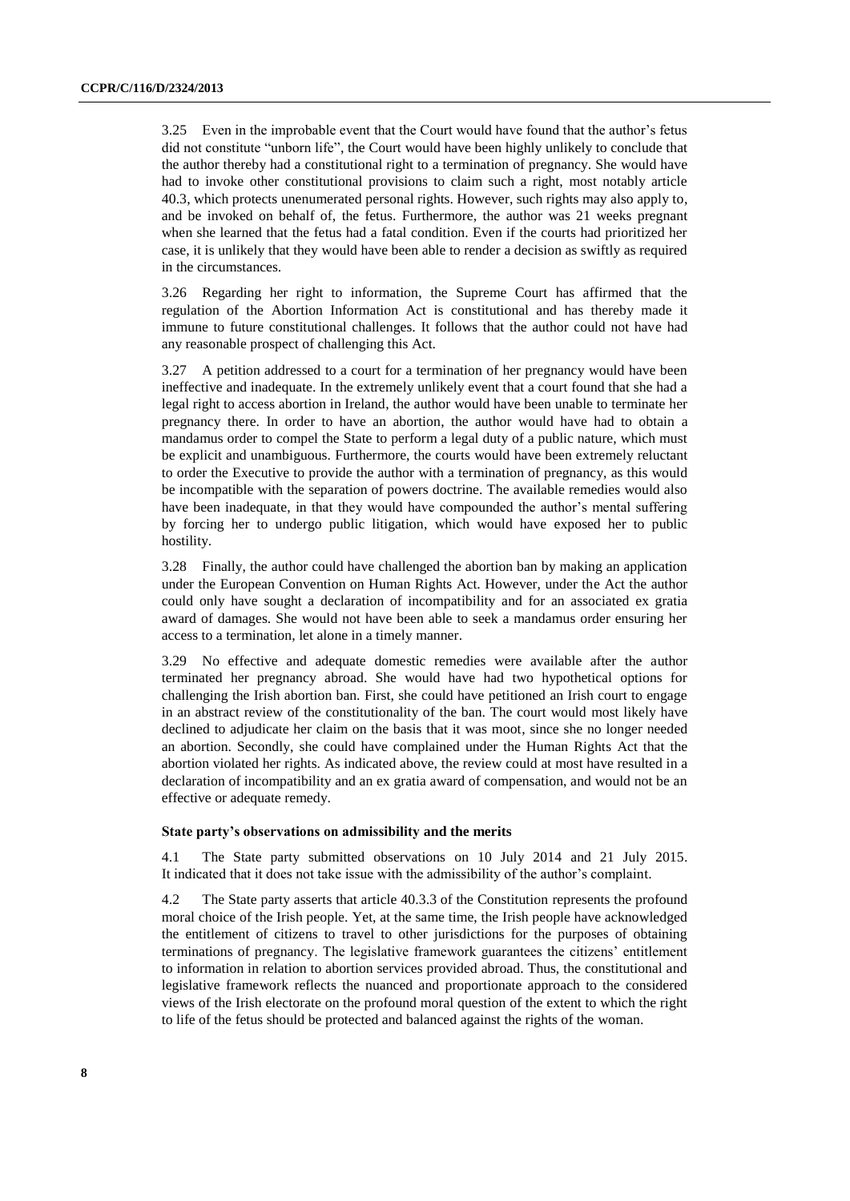3.25 Even in the improbable event that the Court would have found that the author's fetus did not constitute "unborn life", the Court would have been highly unlikely to conclude that the author thereby had a constitutional right to a termination of pregnancy. She would have had to invoke other constitutional provisions to claim such a right, most notably article 40.3, which protects unenumerated personal rights. However, such rights may also apply to, and be invoked on behalf of, the fetus. Furthermore, the author was 21 weeks pregnant when she learned that the fetus had a fatal condition. Even if the courts had prioritized her case, it is unlikely that they would have been able to render a decision as swiftly as required in the circumstances.

3.26 Regarding her right to information, the Supreme Court has affirmed that the regulation of the Abortion Information Act is constitutional and has thereby made it immune to future constitutional challenges. It follows that the author could not have had any reasonable prospect of challenging this Act.

3.27 A petition addressed to a court for a termination of her pregnancy would have been ineffective and inadequate. In the extremely unlikely event that a court found that she had a legal right to access abortion in Ireland, the author would have been unable to terminate her pregnancy there. In order to have an abortion, the author would have had to obtain a mandamus order to compel the State to perform a legal duty of a public nature, which must be explicit and unambiguous. Furthermore, the courts would have been extremely reluctant to order the Executive to provide the author with a termination of pregnancy, as this would be incompatible with the separation of powers doctrine. The available remedies would also have been inadequate, in that they would have compounded the author's mental suffering by forcing her to undergo public litigation, which would have exposed her to public hostility.

3.28 Finally, the author could have challenged the abortion ban by making an application under the European Convention on Human Rights Act. However, under the Act the author could only have sought a declaration of incompatibility and for an associated ex gratia award of damages. She would not have been able to seek a mandamus order ensuring her access to a termination, let alone in a timely manner.

3.29 No effective and adequate domestic remedies were available after the author terminated her pregnancy abroad. She would have had two hypothetical options for challenging the Irish abortion ban. First, she could have petitioned an Irish court to engage in an abstract review of the constitutionality of the ban. The court would most likely have declined to adjudicate her claim on the basis that it was moot, since she no longer needed an abortion. Secondly, she could have complained under the Human Rights Act that the abortion violated her rights. As indicated above, the review could at most have resulted in a declaration of incompatibility and an ex gratia award of compensation, and would not be an effective or adequate remedy.

### State party's observations on admissibility and the merits

4.1 The State party submitted observations on 10 July 2014 and 21 July 2015. It indicated that it does not take issue with the admissibility of the author's complaint.

4.2 The State party asserts that article 40.3.3 of the Constitution represents the profound moral choice of the Irish people. Yet, at the same time, the Irish people have acknowledged the entitlement of citizens to travel to other jurisdictions for the purposes of obtaining terminations of pregnancy. The legislative framework guarantees the citizens' entitlement to information in relation to abortion services provided abroad. Thus, the constitutional and legislative framework reflects the nuanced and proportionate approach to the considered views of the Irish electorate on the profound moral question of the extent to which the right to life of the fetus should be protected and balanced against the rights of the woman.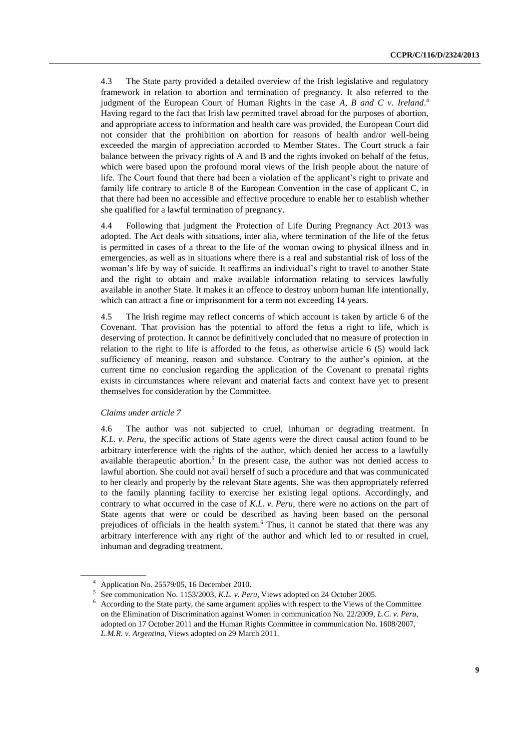4.3 The State party provided a detailed overview of the Irish legislative and regulatory framework in relation to abortion and termination of pregnancy. It also referred to the judgment of the European Court of Human Rights in the case *A, B and C v. Ireland*.[4] Having regard to the fact that Irish law permitted travel abroad for the purposes of abortion, and appropriate access to information and health care was provided, the European Court did not consider that the prohibition on abortion for reasons of health and/or well-being exceeded the margin of appreciation accorded to Member States. The Court struck a fair balance between the privacy rights of A and B and the rights invoked on behalf of the fetus, which were based upon the profound moral views of the Irish people about the nature of life. The Court found that there had been a violation of the applicant's right to private and family life contrary to article 8 of the European Convention in the case of applicant C, in that there had been no accessible and effective procedure to enable her to establish whether she qualified for a lawful termination of pregnancy.

4.4 Following that judgment the Protection of Life During Pregnancy Act 2013 was adopted. The Act deals with situations, inter alia, where termination of the life of the fetus is permitted in cases of a threat to the life of the woman owing to physical illness and in emergencies, as well as in situations where there is a real and substantial risk of loss of the woman's life by way of suicide. It reaffirms an individual's right to travel to another State and the right to obtain and make available information relating to services lawfully available in another State. It makes it an offence to destroy unborn human life intentionally, which can attract a fine or imprisonment for a term not exceeding 14 years.

4.5 The Irish regime may reflect concerns of which account is taken by article 6 of the Covenant. That provision has the potential to afford the fetus a right to life, which is deserving of protection. It cannot be definitively concluded that no measure of protection in relation to the right to life is afforded to the fetus, as otherwise article 6 (5) would lack sufficiency of meaning, reason and substance. Contrary to the author's opinion, at the current time no conclusion regarding the application of the Covenant to prenatal rights exists in circumstances where relevant and material facts and context have yet to present themselves for consideration by the Committee.

*Claims under article 7*

4.6 The author was not subjected to cruel, inhuman or degrading treatment. In *K.L. v. Peru*, the specific actions of State agents were the direct causal action found to be arbitrary interference with the rights of the author, which denied her access to a lawfully available therapeutic abortion.[5] In the present case, the author was not denied access to lawful abortion. She could not avail herself of such a procedure and that was communicated to her clearly and properly by the relevant State agents. She was then appropriately referred to the family planning facility to exercise her existing legal options. Accordingly, and contrary to what occurred in the case of *K.L. v. Peru*, there were no actions on the part of State agents that were or could be described as having been based on the personal prejudices of officials in the health system.[6] Thus, it cannot be stated that there was any arbitrary interference with any right of the author and which led to or resulted in cruel, inhuman and degrading treatment.

---

[4] Application No. 25579/05, 16 December 2010.

[5] See communication No. 1153/2003, *K.L. v. Peru*, Views adopted on 24 October 2005.

[6] According to the State party, the same argument applies with respect to the Views of the Committee on the Elimination of Discrimination against Women in communication No. 22/2009, *L.C. v. Peru*, adopted on 17 October 2011 and the Human Rights Committee in communication No. 1608/2007, *L.M.R. v. Argentina*, Views adopted on 29 March 2011.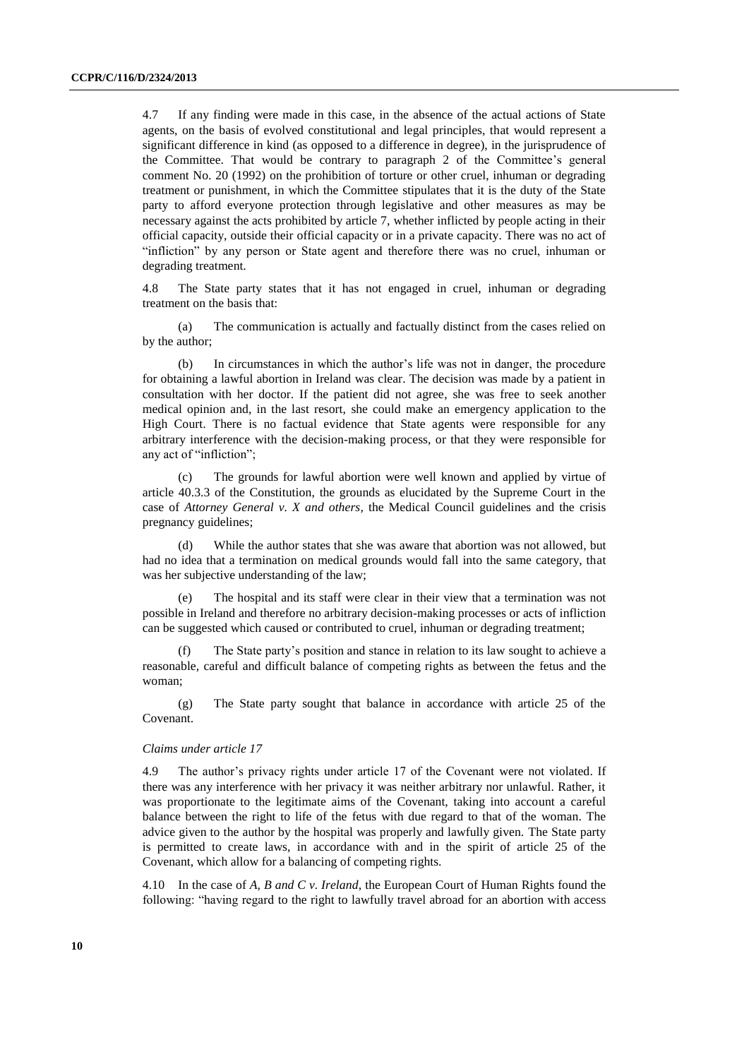4.7 If any finding were made in this case, in the absence of the actual actions of State agents, on the basis of evolved constitutional and legal principles, that would represent a significant difference in kind (as opposed to a difference in degree), in the jurisprudence of the Committee. That would be contrary to paragraph 2 of the Committee's general comment No. 20 (1992) on the prohibition of torture or other cruel, inhuman or degrading treatment or punishment, in which the Committee stipulates that it is the duty of the State party to afford everyone protection through legislative and other measures as may be necessary against the acts prohibited by article 7, whether inflicted by people acting in their official capacity, outside their official capacity or in a private capacity. There was no act of "infliction" by any person or State agent and therefore there was no cruel, inhuman or degrading treatment.

4.8 The State party states that it has not engaged in cruel, inhuman or degrading treatment on the basis that:

(a) The communication is actually and factually distinct from the cases relied on by the author;

(b) In circumstances in which the author's life was not in danger, the procedure for obtaining a lawful abortion in Ireland was clear. The decision was made by a patient in consultation with her doctor. If the patient did not agree, she was free to seek another medical opinion and, in the last resort, she could make an emergency application to the High Court. There is no factual evidence that State agents were responsible for any arbitrary interference with the decision-making process, or that they were responsible for any act of "infliction";

(c) The grounds for lawful abortion were well known and applied by virtue of article 40.3.3 of the Constitution, the grounds as elucidated by the Supreme Court in the case of *Attorney General v. X and others*, the Medical Council guidelines and the crisis pregnancy guidelines;

(d) While the author states that she was aware that abortion was not allowed, but had no idea that a termination on medical grounds would fall into the same category, that was her subjective understanding of the law;

(e) The hospital and its staff were clear in their view that a termination was not possible in Ireland and therefore no arbitrary decision-making processes or acts of infliction can be suggested which caused or contributed to cruel, inhuman or degrading treatment;

(f) The State party's position and stance in relation to its law sought to achieve a reasonable, careful and difficult balance of competing rights as between the fetus and the woman;

(g) The State party sought that balance in accordance with article 25 of the Covenant.

*Claims under article 17*

4.9 The author's privacy rights under article 17 of the Covenant were not violated. If there was any interference with her privacy it was neither arbitrary nor unlawful. Rather, it was proportionate to the legitimate aims of the Covenant, taking into account a careful balance between the right to life of the fetus with due regard to that of the woman. The advice given to the author by the hospital was properly and lawfully given. The State party is permitted to create laws, in accordance with and in the spirit of article 25 of the Covenant, which allow for a balancing of competing rights.

4.10 In the case of *A, B and C v. Ireland*, the European Court of Human Rights found the following: "having regard to the right to lawfully travel abroad for an abortion with access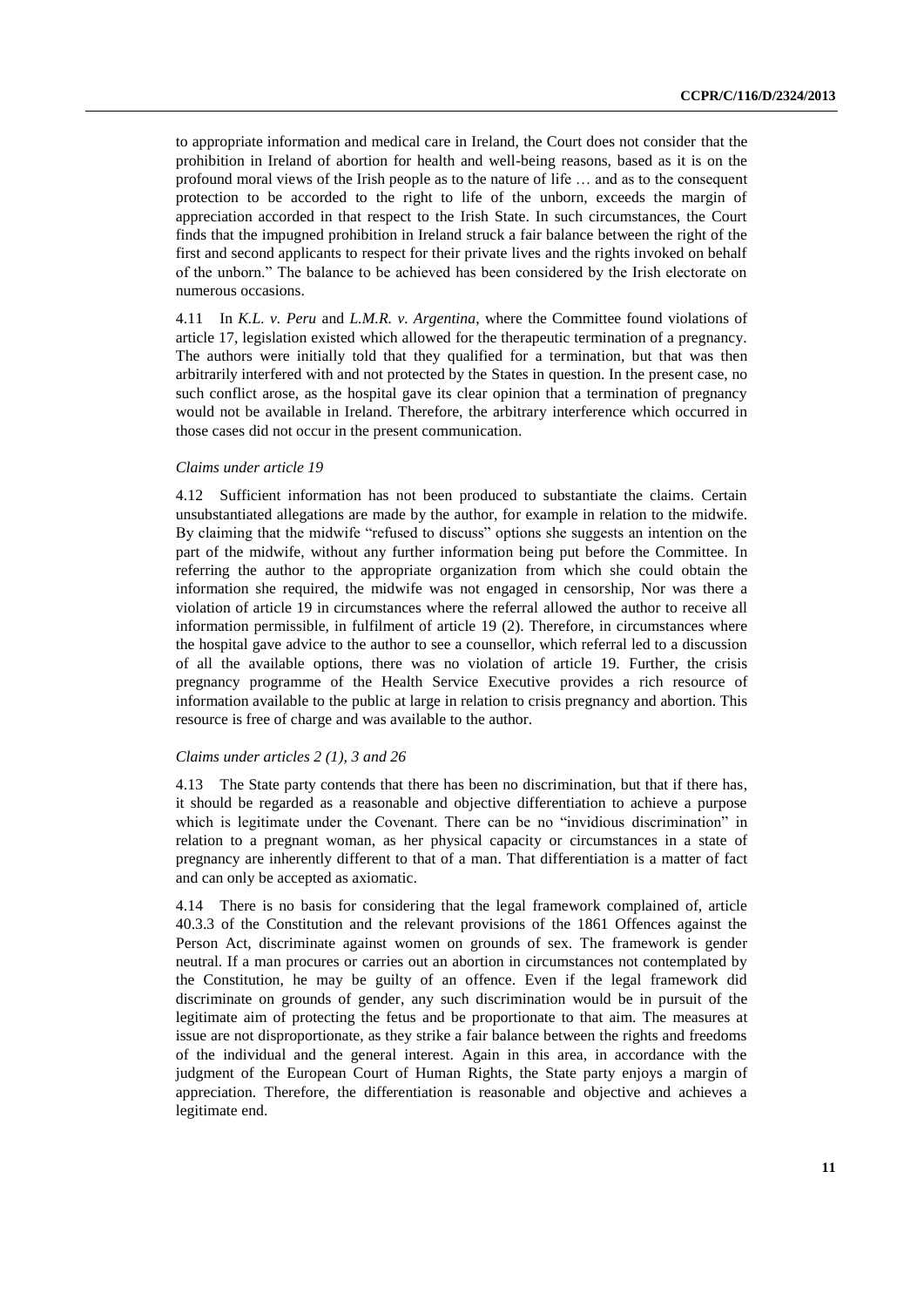to appropriate information and medical care in Ireland, the Court does not consider that the prohibition in Ireland of abortion for health and well-being reasons, based as it is on the profound moral views of the Irish people as to the nature of life … and as to the consequent protection to be accorded to the right to life of the unborn, exceeds the margin of appreciation accorded in that respect to the Irish State. In such circumstances, the Court finds that the impugned prohibition in Ireland struck a fair balance between the right of the first and second applicants to respect for their private lives and the rights invoked on behalf of the unborn." The balance to be achieved has been considered by the Irish electorate on numerous occasions.

4.11 In *K.L. v. Peru* and *L.M.R. v. Argentina*, where the Committee found violations of article 17, legislation existed which allowed for the therapeutic termination of a pregnancy. The authors were initially told that they qualified for a termination, but that was then arbitrarily interfered with and not protected by the States in question. In the present case, no such conflict arose, as the hospital gave its clear opinion that a termination of pregnancy would not be available in Ireland. Therefore, the arbitrary interference which occurred in those cases did not occur in the present communication.

*Claims under article 19*

4.12 Sufficient information has not been produced to substantiate the claims. Certain unsubstantiated allegations are made by the author, for example in relation to the midwife. By claiming that the midwife "refused to discuss" options she suggests an intention on the part of the midwife, without any further information being put before the Committee. In referring the author to the appropriate organization from which she could obtain the information she required, the midwife was not engaged in censorship, Nor was there a violation of article 19 in circumstances where the referral allowed the author to receive all information permissible, in fulfilment of article 19 (2). Therefore, in circumstances where the hospital gave advice to the author to see a counsellor, which referral led to a discussion of all the available options, there was no violation of article 19. Further, the crisis pregnancy programme of the Health Service Executive provides a rich resource of information available to the public at large in relation to crisis pregnancy and abortion. This resource is free of charge and was available to the author.

*Claims under articles 2 (1), 3 and 26*

4.13 The State party contends that there has been no discrimination, but that if there has, it should be regarded as a reasonable and objective differentiation to achieve a purpose which is legitimate under the Covenant. There can be no "invidious discrimination" in relation to a pregnant woman, as her physical capacity or circumstances in a state of pregnancy are inherently different to that of a man. That differentiation is a matter of fact and can only be accepted as axiomatic.

4.14 There is no basis for considering that the legal framework complained of, article 40.3.3 of the Constitution and the relevant provisions of the 1861 Offences against the Person Act, discriminate against women on grounds of sex. The framework is gender neutral. If a man procures or carries out an abortion in circumstances not contemplated by the Constitution, he may be guilty of an offence. Even if the legal framework did discriminate on grounds of gender, any such discrimination would be in pursuit of the legitimate aim of protecting the fetus and be proportionate to that aim. The measures at issue are not disproportionate, as they strike a fair balance between the rights and freedoms of the individual and the general interest. Again in this area, in accordance with the judgment of the European Court of Human Rights, the State party enjoys a margin of appreciation. Therefore, the differentiation is reasonable and objective and achieves a legitimate end.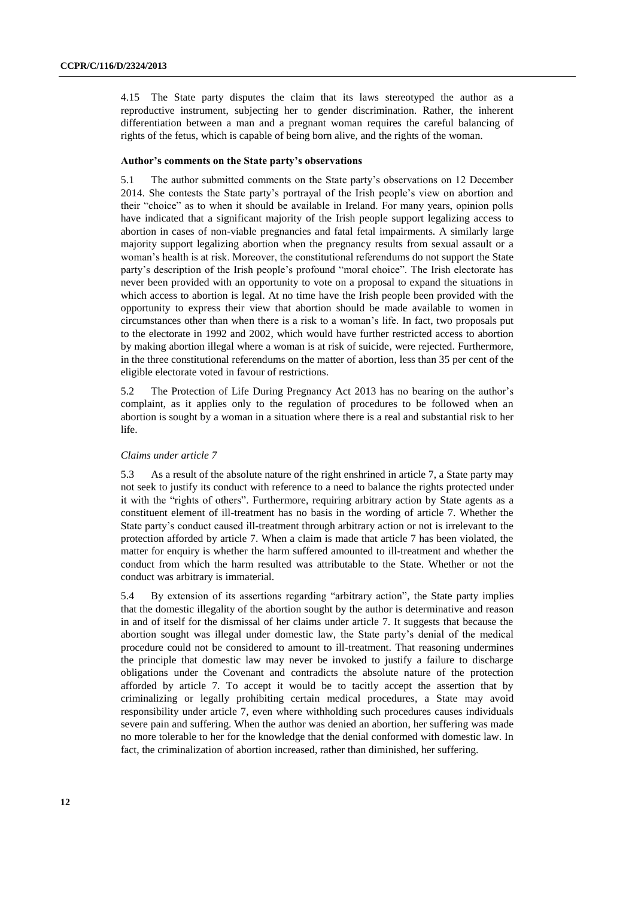4.15 The State party disputes the claim that its laws stereotyped the author as a reproductive instrument, subjecting her to gender discrimination. Rather, the inherent differentiation between a man and a pregnant woman requires the careful balancing of rights of the fetus, which is capable of being born alive, and the rights of the woman.

### Author's comments on the State party's observations

5.1 The author submitted comments on the State party's observations on 12 December 2014. She contests the State party's portrayal of the Irish people's view on abortion and their "choice" as to when it should be available in Ireland. For many years, opinion polls have indicated that a significant majority of the Irish people support legalizing access to abortion in cases of non-viable pregnancies and fatal fetal impairments. A similarly large majority support legalizing abortion when the pregnancy results from sexual assault or a woman's health is at risk. Moreover, the constitutional referendums do not support the State party's description of the Irish people's profound "moral choice". The Irish electorate has never been provided with an opportunity to vote on a proposal to expand the situations in which access to abortion is legal. At no time have the Irish people been provided with the opportunity to express their view that abortion should be made available to women in circumstances other than when there is a risk to a woman's life. In fact, two proposals put to the electorate in 1992 and 2002, which would have further restricted access to abortion by making abortion illegal where a woman is at risk of suicide, were rejected. Furthermore, in the three constitutional referendums on the matter of abortion, less than 35 per cent of the eligible electorate voted in favour of restrictions.

5.2 The Protection of Life During Pregnancy Act 2013 has no bearing on the author's complaint, as it applies only to the regulation of procedures to be followed when an abortion is sought by a woman in a situation where there is a real and substantial risk to her life.

*Claims under article 7*

5.3 As a result of the absolute nature of the right enshrined in article 7, a State party may not seek to justify its conduct with reference to a need to balance the rights protected under it with the "rights of others". Furthermore, requiring arbitrary action by State agents as a constituent element of ill-treatment has no basis in the wording of article 7. Whether the State party's conduct caused ill-treatment through arbitrary action or not is irrelevant to the protection afforded by article 7. When a claim is made that article 7 has been violated, the matter for enquiry is whether the harm suffered amounted to ill-treatment and whether the conduct from which the harm resulted was attributable to the State. Whether or not the conduct was arbitrary is immaterial.

5.4 By extension of its assertions regarding "arbitrary action", the State party implies that the domestic illegality of the abortion sought by the author is determinative and reason in and of itself for the dismissal of her claims under article 7. It suggests that because the abortion sought was illegal under domestic law, the State party's denial of the medical procedure could not be considered to amount to ill-treatment. That reasoning undermines the principle that domestic law may never be invoked to justify a failure to discharge obligations under the Covenant and contradicts the absolute nature of the protection afforded by article 7. To accept it would be to tacitly accept the assertion that by criminalizing or legally prohibiting certain medical procedures, a State may avoid responsibility under article 7, even where withholding such procedures causes individuals severe pain and suffering. When the author was denied an abortion, her suffering was made no more tolerable to her for the knowledge that the denial conformed with domestic law. In fact, the criminalization of abortion increased, rather than diminished, her suffering.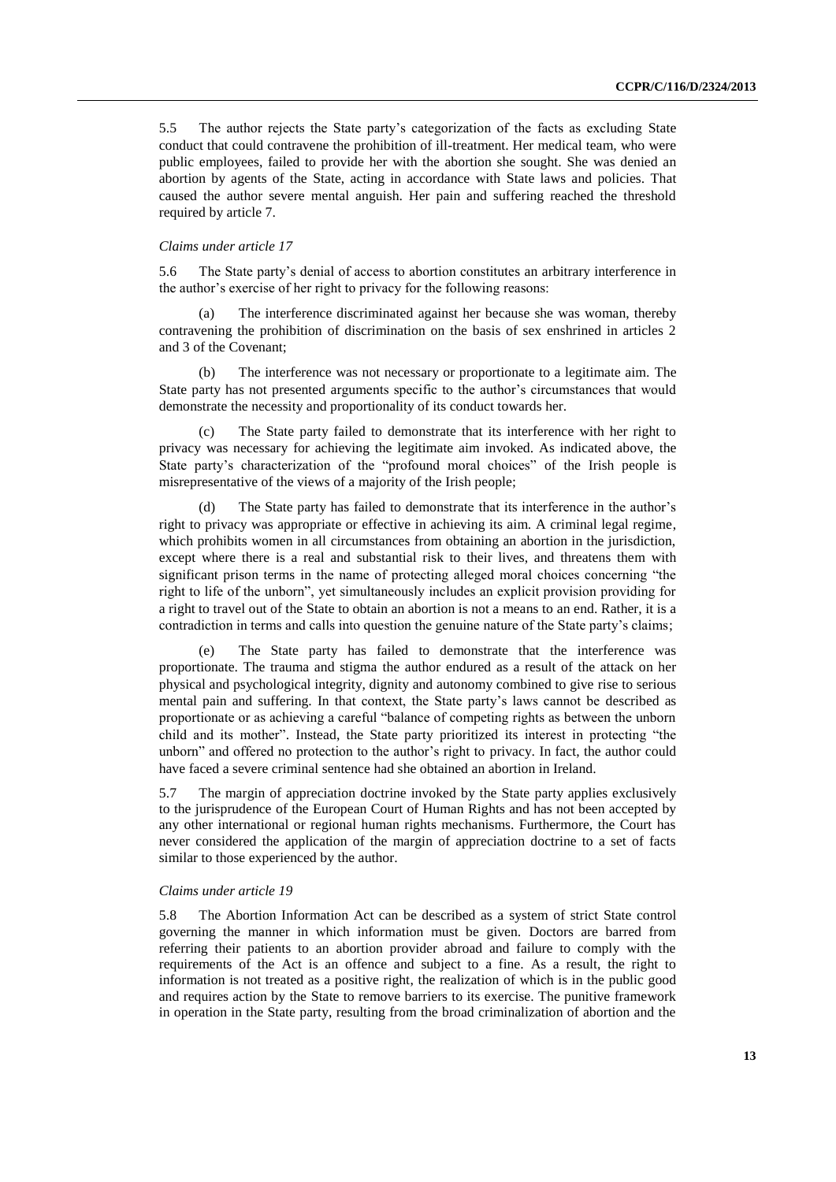5.5 The author rejects the State party's categorization of the facts as excluding State conduct that could contravene the prohibition of ill-treatment. Her medical team, who were public employees, failed to provide her with the abortion she sought. She was denied an abortion by agents of the State, acting in accordance with State laws and policies. That caused the author severe mental anguish. Her pain and suffering reached the threshold required by article 7.

*Claims under article 17*

5.6 The State party's denial of access to abortion constitutes an arbitrary interference in the author's exercise of her right to privacy for the following reasons:

(a) The interference discriminated against her because she was woman, thereby contravening the prohibition of discrimination on the basis of sex enshrined in articles 2 and 3 of the Covenant;

(b) The interference was not necessary or proportionate to a legitimate aim. The State party has not presented arguments specific to the author's circumstances that would demonstrate the necessity and proportionality of its conduct towards her.

(c) The State party failed to demonstrate that its interference with her right to privacy was necessary for achieving the legitimate aim invoked. As indicated above, the State party's characterization of the "profound moral choices" of the Irish people is misrepresentative of the views of a majority of the Irish people;

(d) The State party has failed to demonstrate that its interference in the author's right to privacy was appropriate or effective in achieving its aim. A criminal legal regime, which prohibits women in all circumstances from obtaining an abortion in the jurisdiction, except where there is a real and substantial risk to their lives, and threatens them with significant prison terms in the name of protecting alleged moral choices concerning "the right to life of the unborn", yet simultaneously includes an explicit provision providing for a right to travel out of the State to obtain an abortion is not a means to an end. Rather, it is a contradiction in terms and calls into question the genuine nature of the State party's claims;

(e) The State party has failed to demonstrate that the interference was proportionate. The trauma and stigma the author endured as a result of the attack on her physical and psychological integrity, dignity and autonomy combined to give rise to serious mental pain and suffering. In that context, the State party's laws cannot be described as proportionate or as achieving a careful "balance of competing rights as between the unborn child and its mother". Instead, the State party prioritized its interest in protecting "the unborn" and offered no protection to the author's right to privacy. In fact, the author could have faced a severe criminal sentence had she obtained an abortion in Ireland.

5.7 The margin of appreciation doctrine invoked by the State party applies exclusively to the jurisprudence of the European Court of Human Rights and has not been accepted by any other international or regional human rights mechanisms. Furthermore, the Court has never considered the application of the margin of appreciation doctrine to a set of facts similar to those experienced by the author.

*Claims under article 19*

5.8 The Abortion Information Act can be described as a system of strict State control governing the manner in which information must be given. Doctors are barred from referring their patients to an abortion provider abroad and failure to comply with the requirements of the Act is an offence and subject to a fine. As a result, the right to information is not treated as a positive right, the realization of which is in the public good and requires action by the State to remove barriers to its exercise. The punitive framework in operation in the State party, resulting from the broad criminalization of abortion and the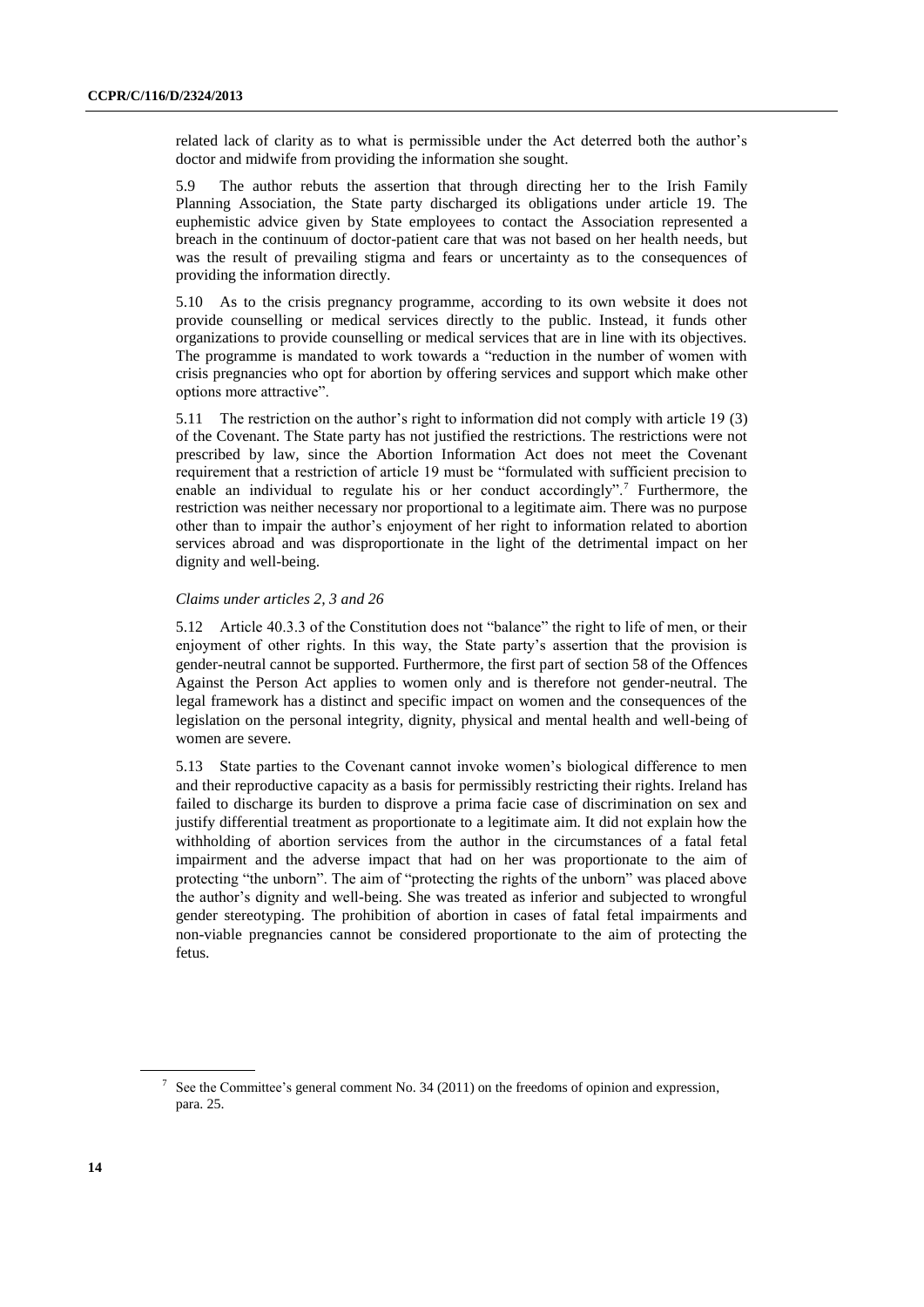related lack of clarity as to what is permissible under the Act deterred both the author's doctor and midwife from providing the information she sought.

5.9 The author rebuts the assertion that through directing her to the Irish Family Planning Association, the State party discharged its obligations under article 19. The euphemistic advice given by State employees to contact the Association represented a breach in the continuum of doctor-patient care that was not based on her health needs, but was the result of prevailing stigma and fears or uncertainty as to the consequences of providing the information directly.

5.10 As to the crisis pregnancy programme, according to its own website it does not provide counselling or medical services directly to the public. Instead, it funds other organizations to provide counselling or medical services that are in line with its objectives. The programme is mandated to work towards a "reduction in the number of women with crisis pregnancies who opt for abortion by offering services and support which make other options more attractive".

5.11 The restriction on the author's right to information did not comply with article 19 (3) of the Covenant. The State party has not justified the restrictions. The restrictions were not prescribed by law, since the Abortion Information Act does not meet the Covenant requirement that a restriction of article 19 must be "formulated with sufficient precision to enable an individual to regulate his or her conduct accordingly".[7] Furthermore, the restriction was neither necessary nor proportional to a legitimate aim. There was no purpose other than to impair the author's enjoyment of her right to information related to abortion services abroad and was disproportionate in the light of the detrimental impact on her dignity and well-being.

*Claims under articles 2, 3 and 26*

5.12 Article 40.3.3 of the Constitution does not "balance" the right to life of men, or their enjoyment of other rights. In this way, the State party's assertion that the provision is gender-neutral cannot be supported. Furthermore, the first part of section 58 of the Offences Against the Person Act applies to women only and is therefore not gender-neutral. The legal framework has a distinct and specific impact on women and the consequences of the legislation on the personal integrity, dignity, physical and mental health and well-being of women are severe.

5.13 State parties to the Covenant cannot invoke women's biological difference to men and their reproductive capacity as a basis for permissibly restricting their rights. Ireland has failed to discharge its burden to disprove a prima facie case of discrimination on sex and justify differential treatment as proportionate to a legitimate aim. It did not explain how the withholding of abortion services from the author in the circumstances of a fatal fetal impairment and the adverse impact that had on her was proportionate to the aim of protecting "the unborn". The aim of "protecting the rights of the unborn" was placed above the author's dignity and well-being. She was treated as inferior and subjected to wrongful gender stereotyping. The prohibition of abortion in cases of fatal fetal impairments and non-viable pregnancies cannot be considered proportionate to the aim of protecting the fetus.

[7] See the Committee's general comment No. 34 (2011) on the freedoms of opinion and expression, para. 25.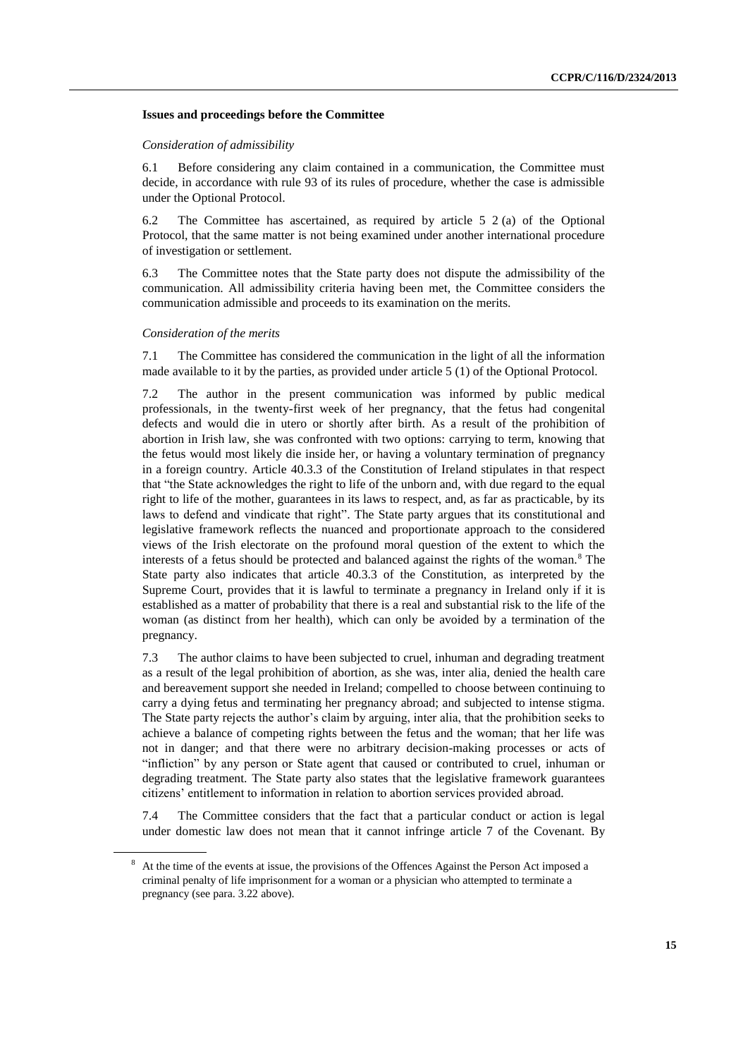## Issues and proceedings before the Committee

*Consideration of admissibility*

6.1 Before considering any claim contained in a communication, the Committee must decide, in accordance with rule 93 of its rules of procedure, whether the case is admissible under the Optional Protocol.

6.2 The Committee has ascertained, as required by article 5 2 (a) of the Optional Protocol, that the same matter is not being examined under another international procedure of investigation or settlement.

6.3 The Committee notes that the State party does not dispute the admissibility of the communication. All admissibility criteria having been met, the Committee considers the communication admissible and proceeds to its examination on the merits.

*Consideration of the merits*

7.1 The Committee has considered the communication in the light of all the information made available to it by the parties, as provided under article 5 (1) of the Optional Protocol.

7.2 The author in the present communication was informed by public medical professionals, in the twenty-first week of her pregnancy, that the fetus had congenital defects and would die in utero or shortly after birth. As a result of the prohibition of abortion in Irish law, she was confronted with two options: carrying to term, knowing that the fetus would most likely die inside her, or having a voluntary termination of pregnancy in a foreign country. Article 40.3.3 of the Constitution of Ireland stipulates in that respect that "the State acknowledges the right to life of the unborn and, with due regard to the equal right to life of the mother, guarantees in its laws to respect, and, as far as practicable, by its laws to defend and vindicate that right". The State party argues that its constitutional and legislative framework reflects the nuanced and proportionate approach to the considered views of the Irish electorate on the profound moral question of the extent to which the interests of a fetus should be protected and balanced against the rights of the woman.[8] The State party also indicates that article 40.3.3 of the Constitution, as interpreted by the Supreme Court, provides that it is lawful to terminate a pregnancy in Ireland only if it is established as a matter of probability that there is a real and substantial risk to the life of the woman (as distinct from her health), which can only be avoided by a termination of the pregnancy.

7.3 The author claims to have been subjected to cruel, inhuman and degrading treatment as a result of the legal prohibition of abortion, as she was, inter alia, denied the health care and bereavement support she needed in Ireland; compelled to choose between continuing to carry a dying fetus and terminating her pregnancy abroad; and subjected to intense stigma. The State party rejects the author's claim by arguing, inter alia, that the prohibition seeks to achieve a balance of competing rights between the fetus and the woman; that her life was not in danger; and that there were no arbitrary decision-making processes or acts of "infliction" by any person or State agent that caused or contributed to cruel, inhuman or degrading treatment. The State party also states that the legislative framework guarantees citizens' entitlement to information in relation to abortion services provided abroad.

7.4 The Committee considers that the fact that a particular conduct or action is legal under domestic law does not mean that it cannot infringe article 7 of the Covenant. By

[8] At the time of the events at issue, the provisions of the Offences Against the Person Act imposed a criminal penalty of life imprisonment for a woman or a physician who attempted to terminate a pregnancy (see para. 3.22 above).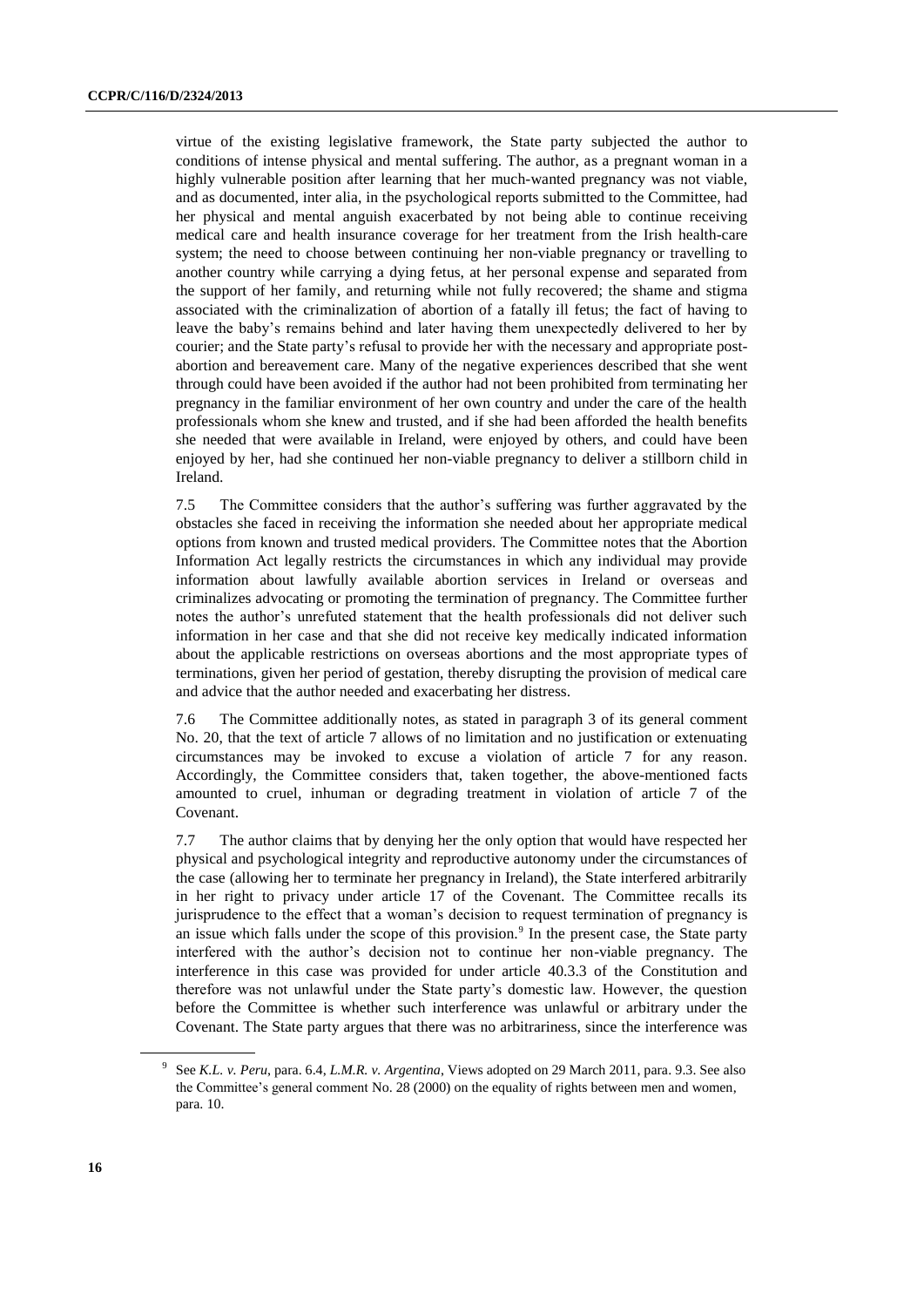virtue of the existing legislative framework, the State party subjected the author to conditions of intense physical and mental suffering. The author, as a pregnant woman in a highly vulnerable position after learning that her much-wanted pregnancy was not viable, and as documented, inter alia, in the psychological reports submitted to the Committee, had her physical and mental anguish exacerbated by not being able to continue receiving medical care and health insurance coverage for her treatment from the Irish health-care system; the need to choose between continuing her non-viable pregnancy or travelling to another country while carrying a dying fetus, at her personal expense and separated from the support of her family, and returning while not fully recovered; the shame and stigma associated with the criminalization of abortion of a fatally ill fetus; the fact of having to leave the baby's remains behind and later having them unexpectedly delivered to her by courier; and the State party's refusal to provide her with the necessary and appropriate post-abortion and bereavement care. Many of the negative experiences described that she went through could have been avoided if the author had not been prohibited from terminating her pregnancy in the familiar environment of her own country and under the care of the health professionals whom she knew and trusted, and if she had been afforded the health benefits she needed that were available in Ireland, were enjoyed by others, and could have been enjoyed by her, had she continued her non-viable pregnancy to deliver a stillborn child in Ireland.

7.5 The Committee considers that the author's suffering was further aggravated by the obstacles she faced in receiving the information she needed about her appropriate medical options from known and trusted medical providers. The Committee notes that the Abortion Information Act legally restricts the circumstances in which any individual may provide information about lawfully available abortion services in Ireland or overseas and criminalizes advocating or promoting the termination of pregnancy. The Committee further notes the author's unrefuted statement that the health professionals did not deliver such information in her case and that she did not receive key medically indicated information about the applicable restrictions on overseas abortions and the most appropriate types of terminations, given her period of gestation, thereby disrupting the provision of medical care and advice that the author needed and exacerbating her distress.

7.6 The Committee additionally notes, as stated in paragraph 3 of its general comment No. 20, that the text of article 7 allows of no limitation and no justification or extenuating circumstances may be invoked to excuse a violation of article 7 for any reason. Accordingly, the Committee considers that, taken together, the above-mentioned facts amounted to cruel, inhuman or degrading treatment in violation of article 7 of the Covenant.

7.7 The author claims that by denying her the only option that would have respected her physical and psychological integrity and reproductive autonomy under the circumstances of the case (allowing her to terminate her pregnancy in Ireland), the State interfered arbitrarily in her right to privacy under article 17 of the Covenant. The Committee recalls its jurisprudence to the effect that a woman's decision to request termination of pregnancy is an issue which falls under the scope of this provision.[9] In the present case, the State party interfered with the author's decision not to continue her non-viable pregnancy. The interference in this case was provided for under article 40.3.3 of the Constitution and therefore was not unlawful under the State party's domestic law. However, the question before the Committee is whether such interference was unlawful or arbitrary under the Covenant. The State party argues that there was no arbitrariness, since the interference was

---

[9] See *K.L. v. Peru*, para. 6.4, *L.M.R. v. Argentina*, Views adopted on 29 March 2011, para. 9.3. See also the Committee's general comment No. 28 (2000) on the equality of rights between men and women, para. 10.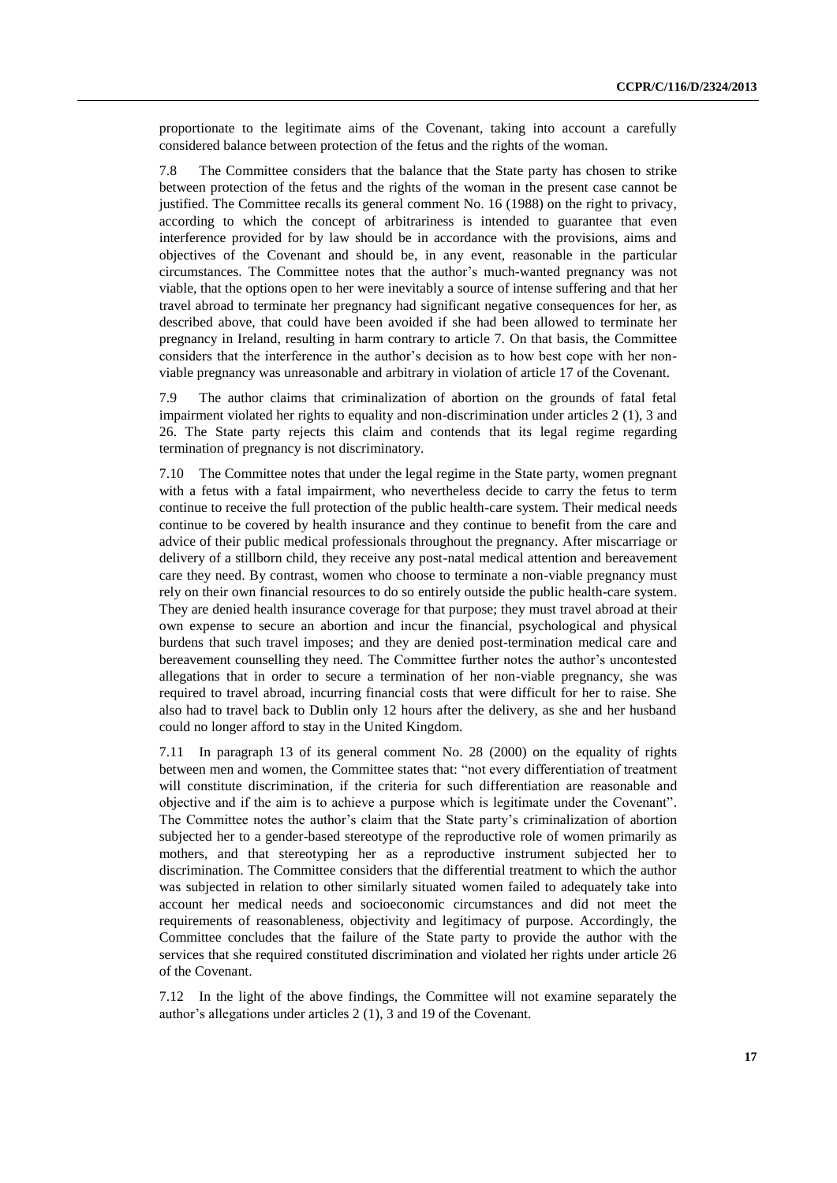proportionate to the legitimate aims of the Covenant, taking into account a carefully considered balance between protection of the fetus and the rights of the woman.

7.8 The Committee considers that the balance that the State party has chosen to strike between protection of the fetus and the rights of the woman in the present case cannot be justified. The Committee recalls its general comment No. 16 (1988) on the right to privacy, according to which the concept of arbitrariness is intended to guarantee that even interference provided for by law should be in accordance with the provisions, aims and objectives of the Covenant and should be, in any event, reasonable in the particular circumstances. The Committee notes that the author's much-wanted pregnancy was not viable, that the options open to her were inevitably a source of intense suffering and that her travel abroad to terminate her pregnancy had significant negative consequences for her, as described above, that could have been avoided if she had been allowed to terminate her pregnancy in Ireland, resulting in harm contrary to article 7. On that basis, the Committee considers that the interference in the author's decision as to how best cope with her non-viable pregnancy was unreasonable and arbitrary in violation of article 17 of the Covenant.

7.9 The author claims that criminalization of abortion on the grounds of fatal fetal impairment violated her rights to equality and non-discrimination under articles 2 (1), 3 and 26. The State party rejects this claim and contends that its legal regime regarding termination of pregnancy is not discriminatory.

7.10 The Committee notes that under the legal regime in the State party, women pregnant with a fetus with a fatal impairment, who nevertheless decide to carry the fetus to term continue to receive the full protection of the public health-care system. Their medical needs continue to be covered by health insurance and they continue to benefit from the care and advice of their public medical professionals throughout the pregnancy. After miscarriage or delivery of a stillborn child, they receive any post-natal medical attention and bereavement care they need. By contrast, women who choose to terminate a non-viable pregnancy must rely on their own financial resources to do so entirely outside the public health-care system. They are denied health insurance coverage for that purpose; they must travel abroad at their own expense to secure an abortion and incur the financial, psychological and physical burdens that such travel imposes; and they are denied post-termination medical care and bereavement counselling they need. The Committee further notes the author's uncontested allegations that in order to secure a termination of her non-viable pregnancy, she was required to travel abroad, incurring financial costs that were difficult for her to raise. She also had to travel back to Dublin only 12 hours after the delivery, as she and her husband could no longer afford to stay in the United Kingdom.

7.11 In paragraph 13 of its general comment No. 28 (2000) on the equality of rights between men and women, the Committee states that: "not every differentiation of treatment will constitute discrimination, if the criteria for such differentiation are reasonable and objective and if the aim is to achieve a purpose which is legitimate under the Covenant". The Committee notes the author's claim that the State party's criminalization of abortion subjected her to a gender-based stereotype of the reproductive role of women primarily as mothers, and that stereotyping her as a reproductive instrument subjected her to discrimination. The Committee considers that the differential treatment to which the author was subjected in relation to other similarly situated women failed to adequately take into account her medical needs and socioeconomic circumstances and did not meet the requirements of reasonableness, objectivity and legitimacy of purpose. Accordingly, the Committee concludes that the failure of the State party to provide the author with the services that she required constituted discrimination and violated her rights under article 26 of the Covenant.

7.12 In the light of the above findings, the Committee will not examine separately the author's allegations under articles 2 (1), 3 and 19 of the Covenant.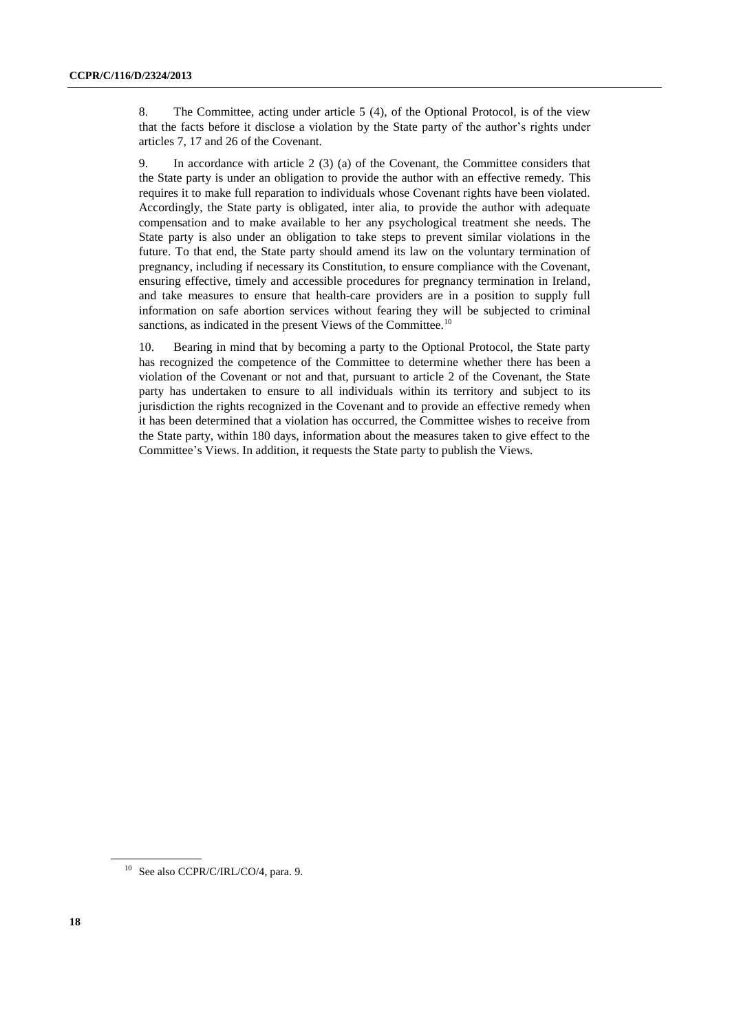8. The Committee, acting under article 5 (4), of the Optional Protocol, is of the view that the facts before it disclose a violation by the State party of the author's rights under articles 7, 17 and 26 of the Covenant.

9. In accordance with article 2 (3) (a) of the Covenant, the Committee considers that the State party is under an obligation to provide the author with an effective remedy. This requires it to make full reparation to individuals whose Covenant rights have been violated. Accordingly, the State party is obligated, inter alia, to provide the author with adequate compensation and to make available to her any psychological treatment she needs. The State party is also under an obligation to take steps to prevent similar violations in the future. To that end, the State party should amend its law on the voluntary termination of pregnancy, including if necessary its Constitution, to ensure compliance with the Covenant, ensuring effective, timely and accessible procedures for pregnancy termination in Ireland, and take measures to ensure that health-care providers are in a position to supply full information on safe abortion services without fearing they will be subjected to criminal sanctions, as indicated in the present Views of the Committee.[10]

10. Bearing in mind that by becoming a party to the Optional Protocol, the State party has recognized the competence of the Committee to determine whether there has been a violation of the Covenant or not and that, pursuant to article 2 of the Covenant, the State party has undertaken to ensure to all individuals within its territory and subject to its jurisdiction the rights recognized in the Covenant and to provide an effective remedy when it has been determined that a violation has occurred, the Committee wishes to receive from the State party, within 180 days, information about the measures taken to give effect to the Committee's Views. In addition, it requests the State party to publish the Views.

[10] See also CCPR/C/IRL/CO/4, para. 9.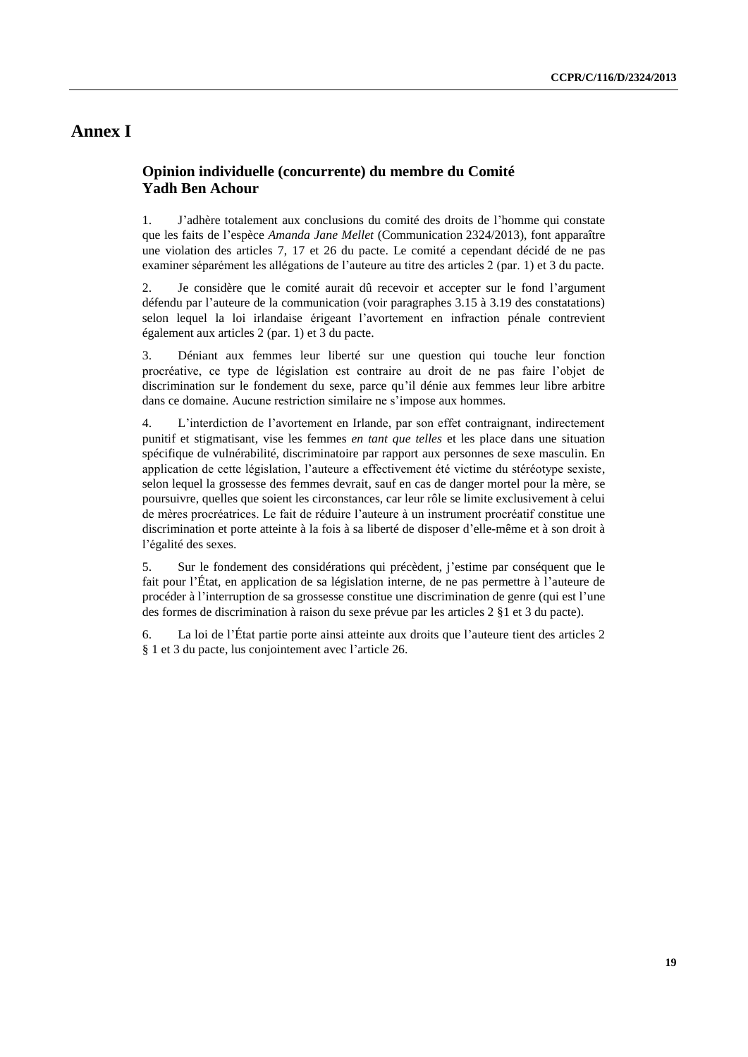# Annex I

## Opinion individuelle (concurrente) du membre du Comité Yadh Ben Achour

1. J'adhère totalement aux conclusions du comité des droits de l'homme qui constate que les faits de l'espèce *Amanda Jane Mellet* (Communication 2324/2013), font apparaître une violation des articles 7, 17 et 26 du pacte. Le comité a cependant décidé de ne pas examiner séparément les allégations de l'auteure au titre des articles 2 (par. 1) et 3 du pacte.

2. Je considère que le comité aurait dû recevoir et accepter sur le fond l'argument défendu par l'auteure de la communication (voir paragraphes 3.15 à 3.19 des constatations) selon lequel la loi irlandaise érigeant l'avortement en infraction pénale contrevient également aux articles 2 (par. 1) et 3 du pacte.

3. Déniant aux femmes leur liberté sur une question qui touche leur fonction procréative, ce type de législation est contraire au droit de ne pas faire l'objet de discrimination sur le fondement du sexe, parce qu'il dénie aux femmes leur libre arbitre dans ce domaine. Aucune restriction similaire ne s'impose aux hommes.

4. L'interdiction de l'avortement en Irlande, par son effet contraignant, indirectement punitif et stigmatisant, vise les femmes *en tant que telles* et les place dans une situation spécifique de vulnérabilité, discriminatoire par rapport aux personnes de sexe masculin. En application de cette législation, l'auteure a effectivement été victime du stéréotype sexiste, selon lequel la grossesse des femmes devrait, sauf en cas de danger mortel pour la mère, se poursuivre, quelles que soient les circonstances, car leur rôle se limite exclusivement à celui de mères procréatrices. Le fait de réduire l'auteure à un instrument procréatif constitue une discrimination et porte atteinte à la fois à sa liberté de disposer d'elle-même et à son droit à l'égalité des sexes.

5. Sur le fondement des considérations qui précèdent, j'estime par conséquent que le fait pour l'État, en application de sa législation interne, de ne pas permettre à l'auteure de procéder à l'interruption de sa grossesse constitue une discrimination de genre (qui est l'une des formes de discrimination à raison du sexe prévue par les articles 2 §1 et 3 du pacte).

6. La loi de l'État partie porte ainsi atteinte aux droits que l'auteure tient des articles 2 § 1 et 3 du pacte, lus conjointement avec l'article 26.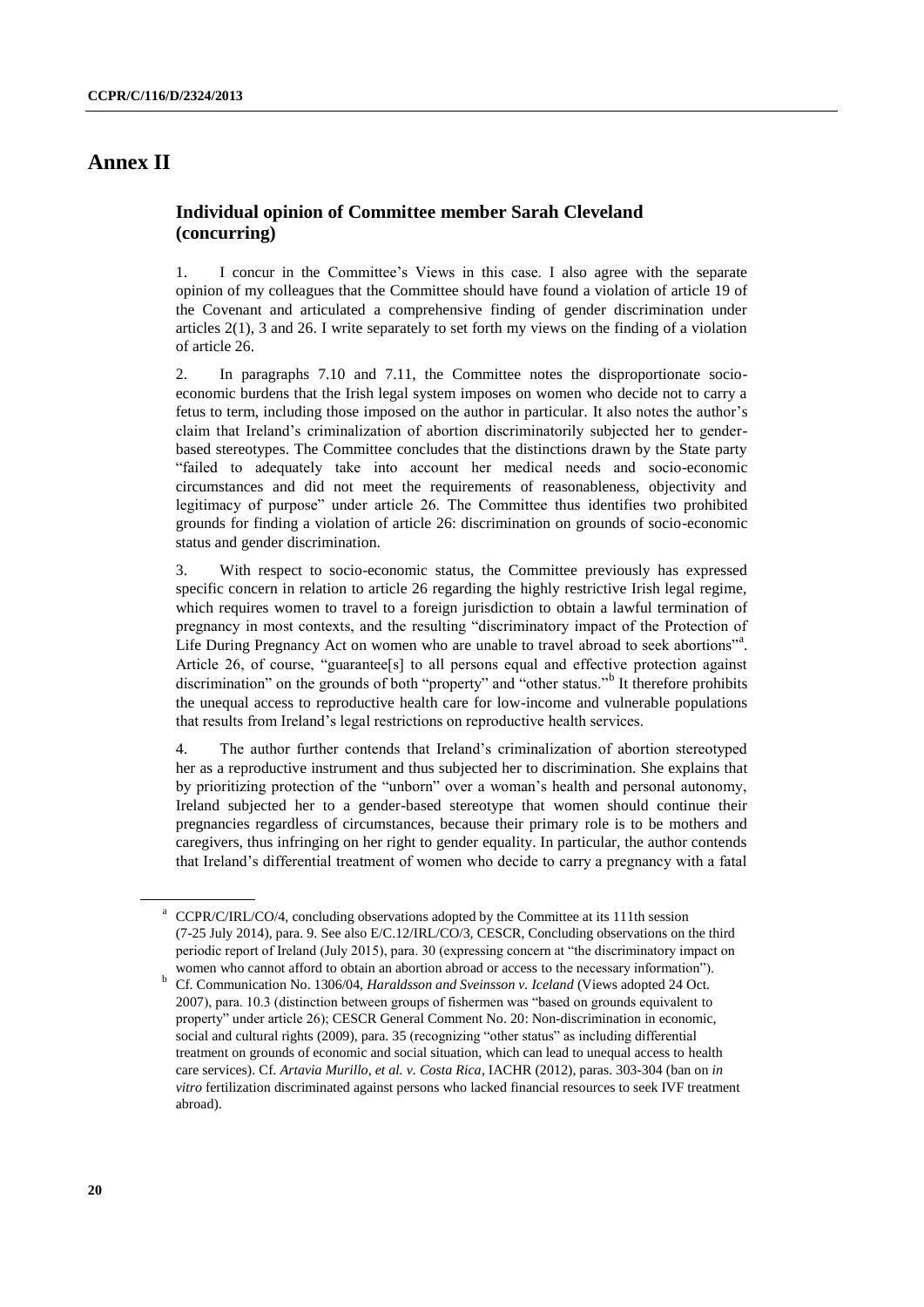# Annex II

## Individual opinion of Committee member Sarah Cleveland (concurring)

1. I concur in the Committee's Views in this case. I also agree with the separate opinion of my colleagues that the Committee should have found a violation of article 19 of the Covenant and articulated a comprehensive finding of gender discrimination under articles 2(1), 3 and 26. I write separately to set forth my views on the finding of a violation of article 26.

2. In paragraphs 7.10 and 7.11, the Committee notes the disproportionate socio-economic burdens that the Irish legal system imposes on women who decide not to carry a fetus to term, including those imposed on the author in particular. It also notes the author's claim that Ireland's criminalization of abortion discriminatorily subjected her to gender-based stereotypes. The Committee concludes that the distinctions drawn by the State party "failed to adequately take into account her medical needs and socio-economic circumstances and did not meet the requirements of reasonableness, objectivity and legitimacy of purpose" under article 26. The Committee thus identifies two prohibited grounds for finding a violation of article 26: discrimination on grounds of socio-economic status and gender discrimination.

3. With respect to socio-economic status, the Committee previously has expressed specific concern in relation to article 26 regarding the highly restrictive Irish legal regime, which requires women to travel to a foreign jurisdiction to obtain a lawful termination of pregnancy in most contexts, and the resulting "discriminatory impact of the Protection of Life During Pregnancy Act on women who are unable to travel abroad to seek abortions"[a]. Article 26, of course, "guarantee[s] to all persons equal and effective protection against discrimination" on the grounds of both "property" and "other status."[b] It therefore prohibits the unequal access to reproductive health care for low-income and vulnerable populations that results from Ireland's legal restrictions on reproductive health services.

4. The author further contends that Ireland's criminalization of abortion stereotyped her as a reproductive instrument and thus subjected her to discrimination. She explains that by prioritizing protection of the "unborn" over a woman's health and personal autonomy, Ireland subjected her to a gender-based stereotype that women should continue their pregnancies regardless of circumstances, because their primary role is to be mothers and caregivers, thus infringing on her right to gender equality. In particular, the author contends that Ireland's differential treatment of women who decide to carry a pregnancy with a fatal

---

[a] CCPR/C/IRL/CO/4, concluding observations adopted by the Committee at its 111th session (7-25 July 2014), para. 9. See also E/C.12/IRL/CO/3, CESCR, Concluding observations on the third periodic report of Ireland (July 2015), para. 30 (expressing concern at "the discriminatory impact on women who cannot afford to obtain an abortion abroad or access to the necessary information").

[b] Cf. Communication No. 1306/04, *Haraldsson and Sveinsson v. Iceland* (Views adopted 24 Oct. 2007), para. 10.3 (distinction between groups of fishermen was "based on grounds equivalent to property" under article 26); CESCR General Comment No. 20: Non-discrimination in economic, social and cultural rights (2009), para. 35 (recognizing "other status" as including differential treatment on grounds of economic and social situation, which can lead to unequal access to health care services). Cf. *Artavia Murillo, et al. v. Costa Rica*, IACHR (2012), paras. 303-304 (ban on *in vitro* fertilization discriminated against persons who lacked financial resources to seek IVF treatment abroad).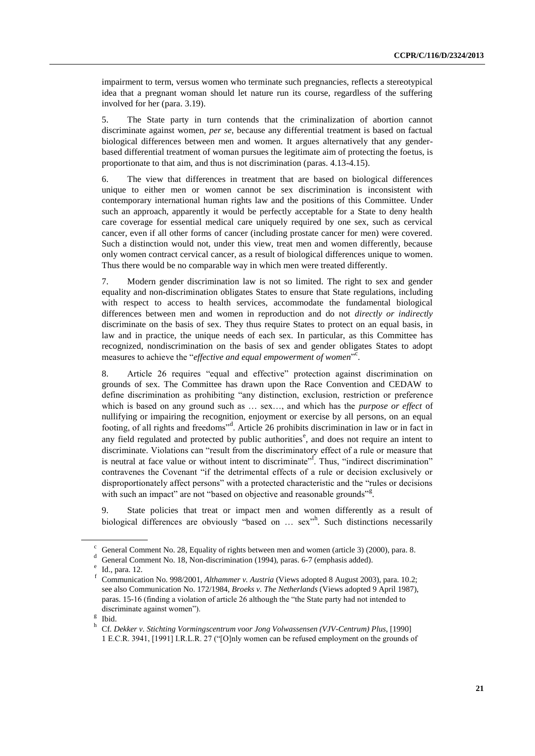impairment to term, versus women who terminate such pregnancies, reflects a stereotypical idea that a pregnant woman should let nature run its course, regardless of the suffering involved for her (para. 3.19).

5. The State party in turn contends that the criminalization of abortion cannot discriminate against women, *per se*, because any differential treatment is based on factual biological differences between men and women. It argues alternatively that any gender-based differential treatment of woman pursues the legitimate aim of protecting the foetus, is proportionate to that aim, and thus is not discrimination (paras. 4.13-4.15).

6. The view that differences in treatment that are based on biological differences unique to either men or women cannot be sex discrimination is inconsistent with contemporary international human rights law and the positions of this Committee. Under such an approach, apparently it would be perfectly acceptable for a State to deny health care coverage for essential medical care uniquely required by one sex, such as cervical cancer, even if all other forms of cancer (including prostate cancer for men) were covered. Such a distinction would not, under this view, treat men and women differently, because only women contract cervical cancer, as a result of biological differences unique to women. Thus there would be no comparable way in which men were treated differently.

7. Modern gender discrimination law is not so limited. The right to sex and gender equality and non-discrimination obligates States to ensure that State regulations, including with respect to access to health services, accommodate the fundamental biological differences between men and women in reproduction and do not *directly or indirectly* discriminate on the basis of sex. They thus require States to protect on an equal basis, in law and in practice, the unique needs of each sex. In particular, as this Committee has recognized, nondiscrimination on the basis of sex and gender obligates States to adopt measures to achieve the "*effective and equal empowerment of women*"[c].

8. Article 26 requires "equal and effective" protection against discrimination on grounds of sex. The Committee has drawn upon the Race Convention and CEDAW to define discrimination as prohibiting "any distinction, exclusion, restriction or preference which is based on any ground such as … sex…, and which has the *purpose or effect* of nullifying or impairing the recognition, enjoyment or exercise by all persons, on an equal footing, of all rights and freedoms"[d]. Article 26 prohibits discrimination in law or in fact in any field regulated and protected by public authorities[e], and does not require an intent to discriminate. Violations can "result from the discriminatory effect of a rule or measure that is neutral at face value or without intent to discriminate"[f]. Thus, "indirect discrimination" contravenes the Covenant "if the detrimental effects of a rule or decision exclusively or disproportionately affect persons" with a protected characteristic and the "rules or decisions with such an impact" are not "based on objective and reasonable grounds"[g].

9. State policies that treat or impact men and women differently as a result of biological differences are obviously "based on … sex"[h]. Such distinctions necessarily

---

[c] General Comment No. 28, Equality of rights between men and women (article 3) (2000), para. 8.

[d] General Comment No. 18, Non-discrimination (1994), paras. 6-7 (emphasis added).

[e] Id., para. 12.

[f] Communication No. 998/2001, *Althammer v. Austria* (Views adopted 8 August 2003), para. 10.2; see also Communication No. 172/1984, *Broeks v. The Netherlands* (Views adopted 9 April 1987), paras. 15-16 (finding a violation of article 26 although the "the State party had not intended to discriminate against women").

[g] Ibid.

[h] Cf. *Dekker v. Stichting Vormingscentrum voor Jong Volwassensen (VJV-Centrum) Plus*, [1990] 1 E.C.R. 3941, [1991] I.R.L.R. 27 ("[O]nly women can be refused employment on the grounds of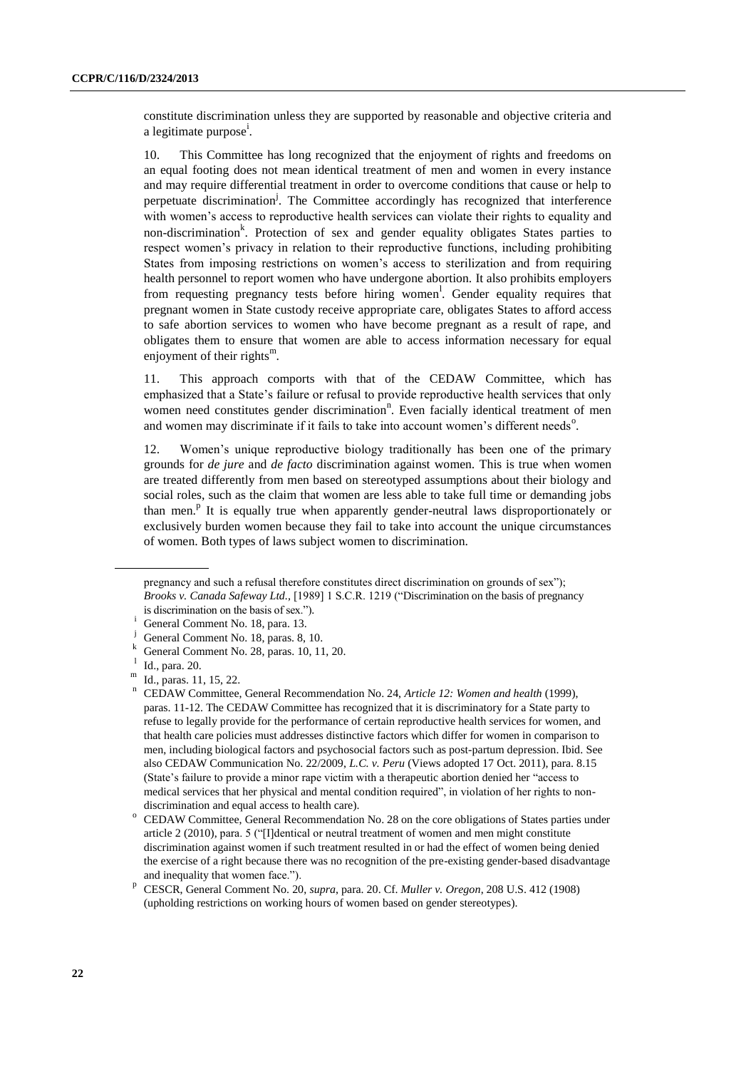constitute discrimination unless they are supported by reasonable and objective criteria and a legitimate purpose[i].

10. This Committee has long recognized that the enjoyment of rights and freedoms on an equal footing does not mean identical treatment of men and women in every instance and may require differential treatment in order to overcome conditions that cause or help to perpetuate discrimination[j]. The Committee accordingly has recognized that interference with women's access to reproductive health services can violate their rights to equality and non-discrimination[k]. Protection of sex and gender equality obligates States parties to respect women's privacy in relation to their reproductive functions, including prohibiting States from imposing restrictions on women's access to sterilization and from requiring health personnel to report women who have undergone abortion. It also prohibits employers from requesting pregnancy tests before hiring women[l]. Gender equality requires that pregnant women in State custody receive appropriate care, obligates States to afford access to safe abortion services to women who have become pregnant as a result of rape, and obligates them to ensure that women are able to access information necessary for equal enjoyment of their rights[m].

11. This approach comports with that of the CEDAW Committee, which has emphasized that a State's failure or refusal to provide reproductive health services that only women need constitutes gender discrimination[n]. Even facially identical treatment of men and women may discriminate if it fails to take into account women's different needs[o].

12. Women's unique reproductive biology traditionally has been one of the primary grounds for *de jure* and *de facto* discrimination against women. This is true when women are treated differently from men based on stereotyped assumptions about their biology and social roles, such as the claim that women are less able to take full time or demanding jobs than men.[p] It is equally true when apparently gender-neutral laws disproportionately or exclusively burden women because they fail to take into account the unique circumstances of women. Both types of laws subject women to discrimination.

---

pregnancy and such a refusal therefore constitutes direct discrimination on grounds of sex"); *Brooks v. Canada Safeway Ltd.*, [1989] 1 S.C.R. 1219 ("Discrimination on the basis of pregnancy is discrimination on the basis of sex.").

[i] General Comment No. 18, para. 13.

[j] General Comment No. 18, paras. 8, 10.

[k] General Comment No. 28, paras. 10, 11, 20.

[l] Id., para. 20.

[m] Id., paras. 11, 15, 22.

[n] CEDAW Committee, General Recommendation No. 24, *Article 12: Women and health* (1999), paras. 11-12. The CEDAW Committee has recognized that it is discriminatory for a State party to refuse to legally provide for the performance of certain reproductive health services for women, and that health care policies must addresses distinctive factors which differ for women in comparison to men, including biological factors and psychosocial factors such as post-partum depression. Ibid. See also CEDAW Communication No. 22/2009, *L.C. v. Peru* (Views adopted 17 Oct. 2011), para. 8.15 (State's failure to provide a minor rape victim with a therapeutic abortion denied her "access to medical services that her physical and mental condition required", in violation of her rights to non-discrimination and equal access to health care).

[o] CEDAW Committee, General Recommendation No. 28 on the core obligations of States parties under article 2 (2010), para. 5 ("[I]dentical or neutral treatment of women and men might constitute discrimination against women if such treatment resulted in or had the effect of women being denied the exercise of a right because there was no recognition of the pre-existing gender-based disadvantage and inequality that women face.").

[p] CESCR, General Comment No. 20, *supra*, para. 20. Cf. *Muller v. Oregon*, 208 U.S. 412 (1908) (upholding restrictions on working hours of women based on gender stereotypes).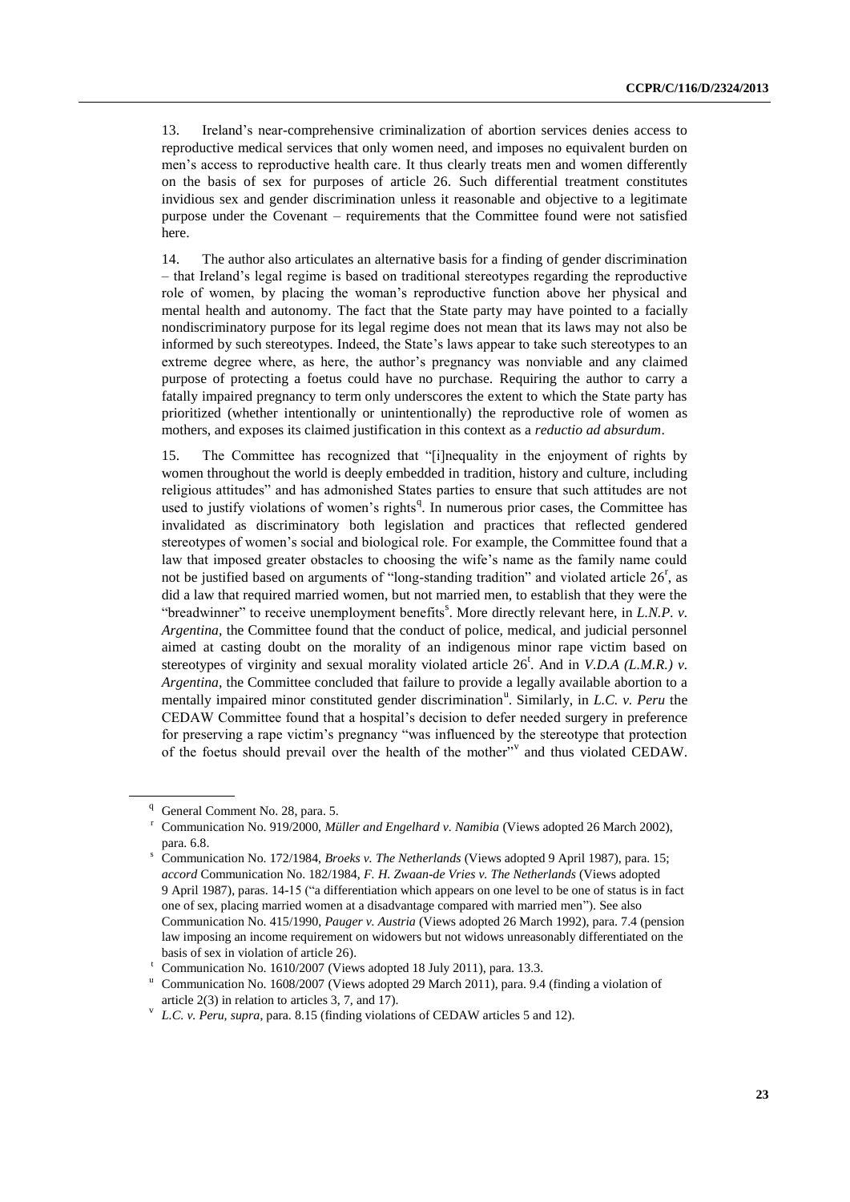13. Ireland's near-comprehensive criminalization of abortion services denies access to reproductive medical services that only women need, and imposes no equivalent burden on men's access to reproductive health care. It thus clearly treats men and women differently on the basis of sex for purposes of article 26. Such differential treatment constitutes invidious sex and gender discrimination unless it reasonable and objective to a legitimate purpose under the Covenant – requirements that the Committee found were not satisfied here.

14. The author also articulates an alternative basis for a finding of gender discrimination – that Ireland's legal regime is based on traditional stereotypes regarding the reproductive role of women, by placing the woman's reproductive function above her physical and mental health and autonomy. The fact that the State party may have pointed to a facially nondiscriminatory purpose for its legal regime does not mean that its laws may not also be informed by such stereotypes. Indeed, the State's laws appear to take such stereotypes to an extreme degree where, as here, the author's pregnancy was nonviable and any claimed purpose of protecting a foetus could have no purchase. Requiring the author to carry a fatally impaired pregnancy to term only underscores the extent to which the State party has prioritized (whether intentionally or unintentionally) the reproductive role of women as mothers, and exposes its claimed justification in this context as a *reductio ad absurdum*.

15. The Committee has recognized that "[i]nequality in the enjoyment of rights by women throughout the world is deeply embedded in tradition, history and culture, including religious attitudes" and has admonished States parties to ensure that such attitudes are not used to justify violations of women's rights[q]. In numerous prior cases, the Committee has invalidated as discriminatory both legislation and practices that reflected gendered stereotypes of women's social and biological role. For example, the Committee found that a law that imposed greater obstacles to choosing the wife's name as the family name could not be justified based on arguments of "long-standing tradition" and violated article 26[r], as did a law that required married women, but not married men, to establish that they were the "breadwinner" to receive unemployment benefits[s]. More directly relevant here, in *L.N.P. v. Argentina*, the Committee found that the conduct of police, medical, and judicial personnel aimed at casting doubt on the morality of an indigenous minor rape victim based on stereotypes of virginity and sexual morality violated article 26[t]. And in *V.D.A (L.M.R.) v. Argentina*, the Committee concluded that failure to provide a legally available abortion to a mentally impaired minor constituted gender discrimination[u]. Similarly, in *L.C. v. Peru* the CEDAW Committee found that a hospital's decision to defer needed surgery in preference for preserving a rape victim's pregnancy "was influenced by the stereotype that protection of the foetus should prevail over the health of the mother"[v] and thus violated CEDAW.

---

[q] General Comment No. 28, para. 5.

[r] Communication No. 919/2000, *Müller and Engelhard v. Namibia* (Views adopted 26 March 2002), para. 6.8.

[s] Communication No. 172/1984, *Broeks v. The Netherlands* (Views adopted 9 April 1987), para. 15; *accord* Communication No. 182/1984, *F. H. Zwaan-de Vries v. The Netherlands* (Views adopted 9 April 1987), paras. 14-15 ("a differentiation which appears on one level to be one of status is in fact one of sex, placing married women at a disadvantage compared with married men"). See also Communication No. 415/1990, *Pauger v. Austria* (Views adopted 26 March 1992), para. 7.4 (pension law imposing an income requirement on widowers but not widows unreasonably differentiated on the basis of sex in violation of article 26).

[t] Communication No. 1610/2007 (Views adopted 18 July 2011), para. 13.3.

[u] Communication No. 1608/2007 (Views adopted 29 March 2011), para. 9.4 (finding a violation of article 2(3) in relation to articles 3, 7, and 17).

[v] *L.C. v. Peru, supra*, para. 8.15 (finding violations of CEDAW articles 5 and 12).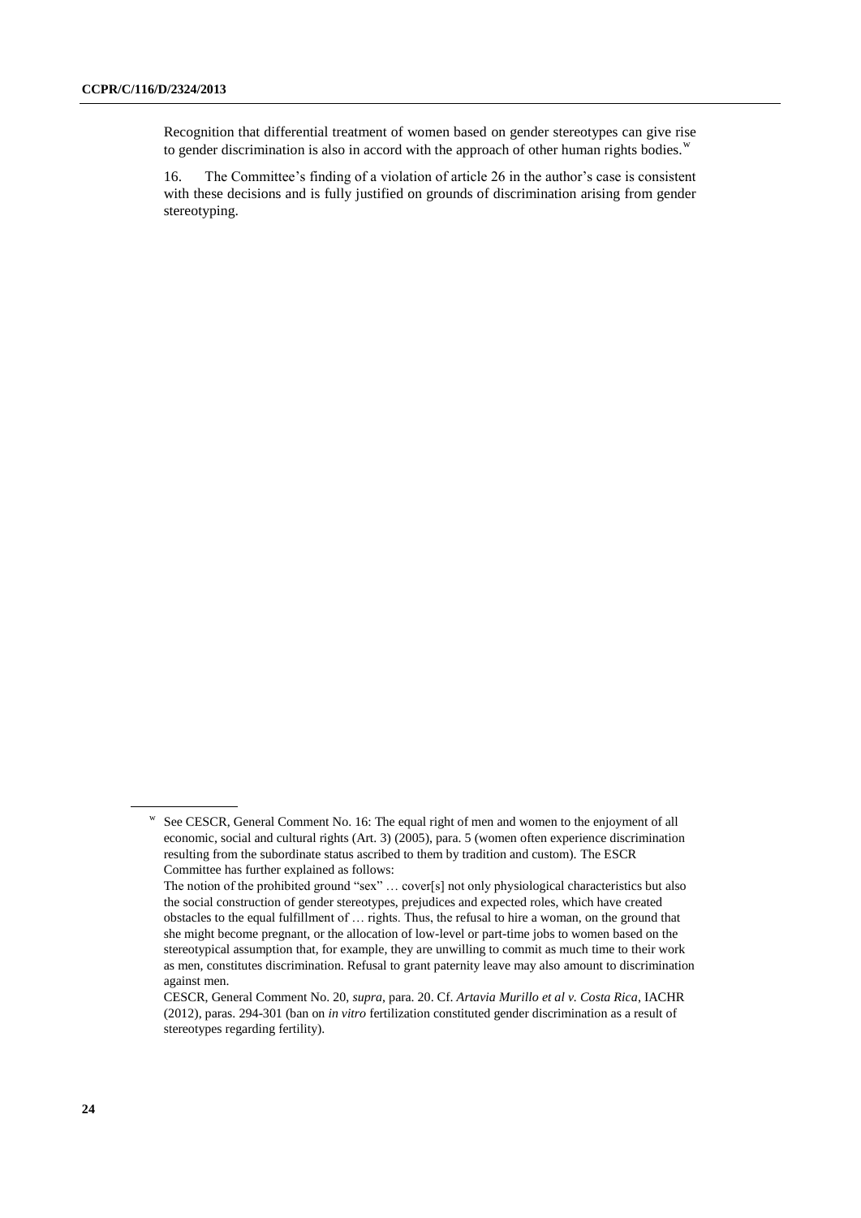Recognition that differential treatment of women based on gender stereotypes can give rise to gender discrimination is also in accord with the approach of other human rights bodies.[w]

16. The Committee's finding of a violation of article 26 in the author's case is consistent with these decisions and is fully justified on grounds of discrimination arising from gender stereotyping.

---

[w] See CESCR, General Comment No. 16: The equal right of men and women to the enjoyment of all economic, social and cultural rights (Art. 3) (2005), para. 5 (women often experience discrimination resulting from the subordinate status ascribed to them by tradition and custom). The ESCR Committee has further explained as follows:

The notion of the prohibited ground "sex" … cover[s] not only physiological characteristics but also the social construction of gender stereotypes, prejudices and expected roles, which have created obstacles to the equal fulfillment of … rights. Thus, the refusal to hire a woman, on the ground that she might become pregnant, or the allocation of low-level or part-time jobs to women based on the stereotypical assumption that, for example, they are unwilling to commit as much time to their work as men, constitutes discrimination. Refusal to grant paternity leave may also amount to discrimination against men.

CESCR, General Comment No. 20, *supra*, para. 20. Cf. *Artavia Murillo et al v. Costa Rica*, IACHR (2012), paras. 294-301 (ban on *in vitro* fertilization constituted gender discrimination as a result of stereotypes regarding fertility).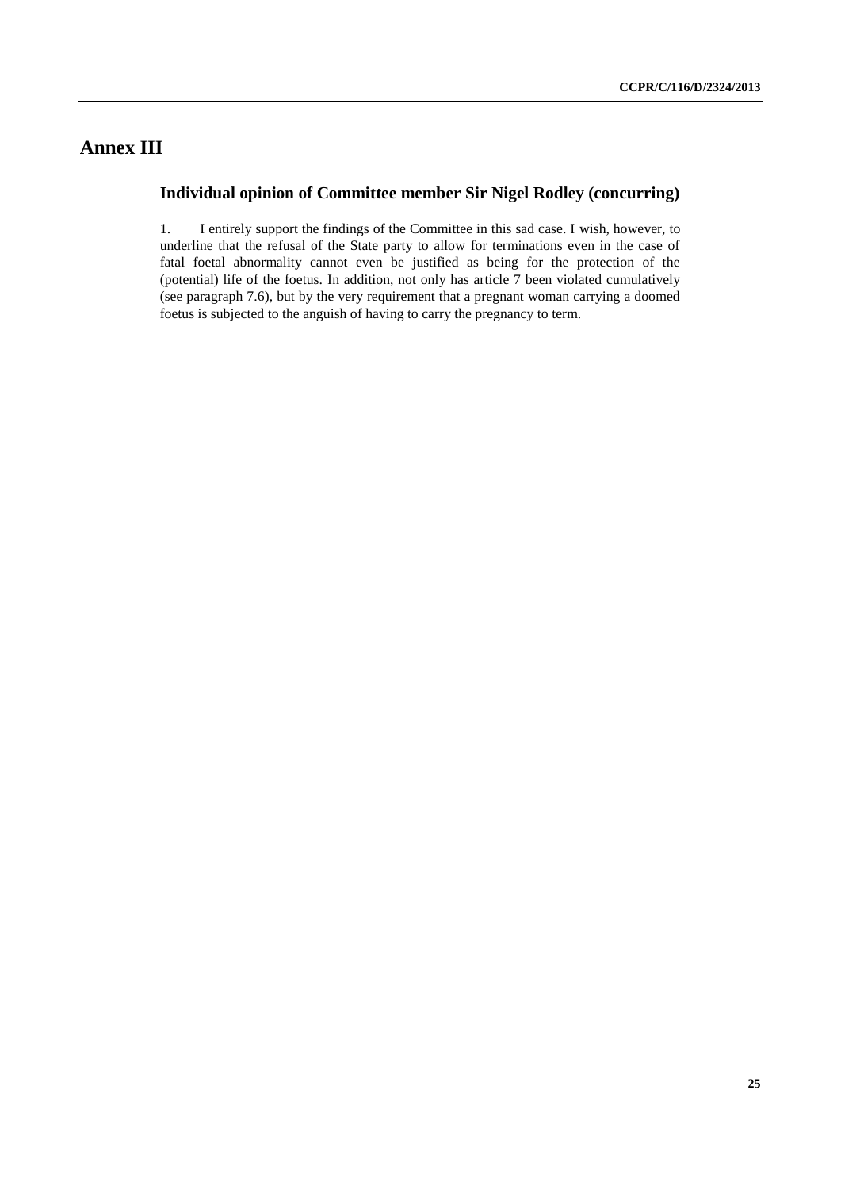# Annex III

## Individual opinion of Committee member Sir Nigel Rodley (concurring)

1. I entirely support the findings of the Committee in this sad case. I wish, however, to underline that the refusal of the State party to allow for terminations even in the case of fatal foetal abnormality cannot even be justified as being for the protection of the (potential) life of the foetus. In addition, not only has article 7 been violated cumulatively (see paragraph 7.6), but by the very requirement that a pregnant woman carrying a doomed foetus is subjected to the anguish of having to carry the pregnancy to term.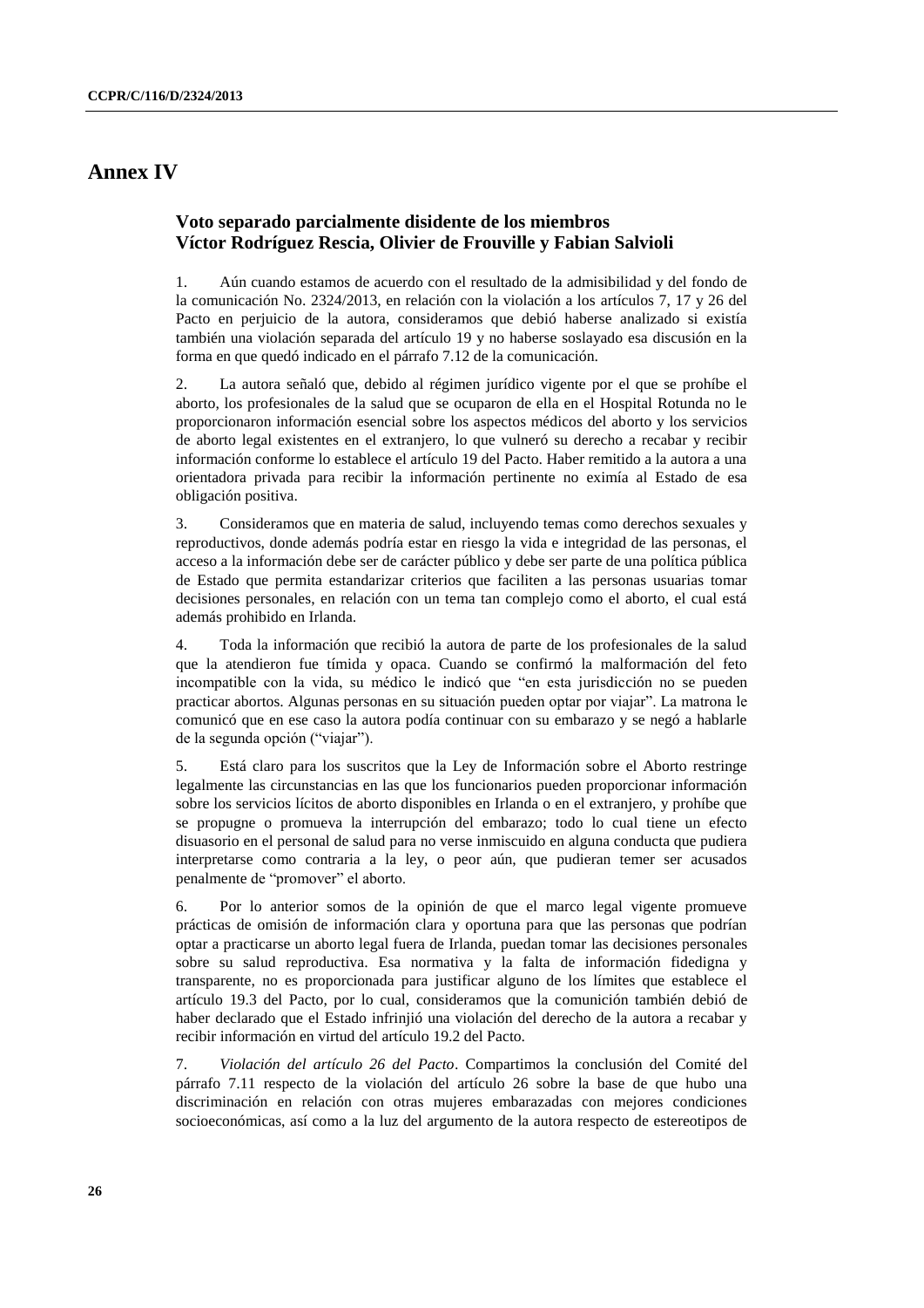# Annex IV

## Voto separado parcialmente disidente de los miembros Víctor Rodríguez Rescia, Olivier de Frouville y Fabian Salvioli

1. Aún cuando estamos de acuerdo con el resultado de la admisibilidad y del fondo de la comunicación No. 2324/2013, en relación con la violación a los artículos 7, 17 y 26 del Pacto en perjuicio de la autora, consideramos que debió haberse analizado si existía también una violación separada del artículo 19 y no haberse soslayado esa discusión en la forma en que quedó indicado en el párrafo 7.12 de la comunicación.

2. La autora señaló que, debido al régimen jurídico vigente por el que se prohíbe el aborto, los profesionales de la salud que se ocuparon de ella en el Hospital Rotunda no le proporcionaron información esencial sobre los aspectos médicos del aborto y los servicios de aborto legal existentes en el extranjero, lo que vulneró su derecho a recabar y recibir información conforme lo establece el artículo 19 del Pacto. Haber remitido a la autora a una orientadora privada para recibir la información pertinente no eximía al Estado de esa obligación positiva.

3. Consideramos que en materia de salud, incluyendo temas como derechos sexuales y reproductivos, donde además podría estar en riesgo la vida e integridad de las personas, el acceso a la información debe ser de carácter público y debe ser parte de una política pública de Estado que permita estandarizar criterios que faciliten a las personas usuarias tomar decisiones personales, en relación con un tema tan complejo como el aborto, el cual está además prohibido en Irlanda.

4. Toda la información que recibió la autora de parte de los profesionales de la salud que la atendieron fue tímida y opaca. Cuando se confirmó la malformación del feto incompatible con la vida, su médico le indicó que "en esta jurisdicción no se pueden practicar abortos. Algunas personas en su situación pueden optar por viajar". La matrona le comunicó que en ese caso la autora podía continuar con su embarazo y se negó a hablarle de la segunda opción ("viajar").

5. Está claro para los suscritos que la Ley de Información sobre el Aborto restringe legalmente las circunstancias en las que los funcionarios pueden proporcionar información sobre los servicios lícitos de aborto disponibles en Irlanda o en el extranjero, y prohíbe que se propugne o promueva la interrupción del embarazo; todo lo cual tiene un efecto disuasorio en el personal de salud para no verse inmiscuido en alguna conducta que pudiera interpretarse como contraria a la ley, o peor aún, que pudieran temer ser acusados penalmente de "promover" el aborto.

6. Por lo anterior somos de la opinión de que el marco legal vigente promueve prácticas de omisión de información clara y oportuna para que las personas que podrían optar a practicarse un aborto legal fuera de Irlanda, puedan tomar las decisiones personales sobre su salud reproductiva. Esa normativa y la falta de información fidedigna y transparente, no es proporcionada para justificar alguno de los límites que establece el artículo 19.3 del Pacto, por lo cual, consideramos que la comunición también debió de haber declarado que el Estado infrinjió una violación del derecho de la autora a recabar y recibir información en virtud del artículo 19.2 del Pacto.

7. *Violación del artículo 26 del Pacto*. Compartimos la conclusión del Comité del párrafo 7.11 respecto de la violación del artículo 26 sobre la base de que hubo una discriminación en relación con otras mujeres embarazadas con mejores condiciones socioeconómicas, así como a la luz del argumento de la autora respecto de estereotipos de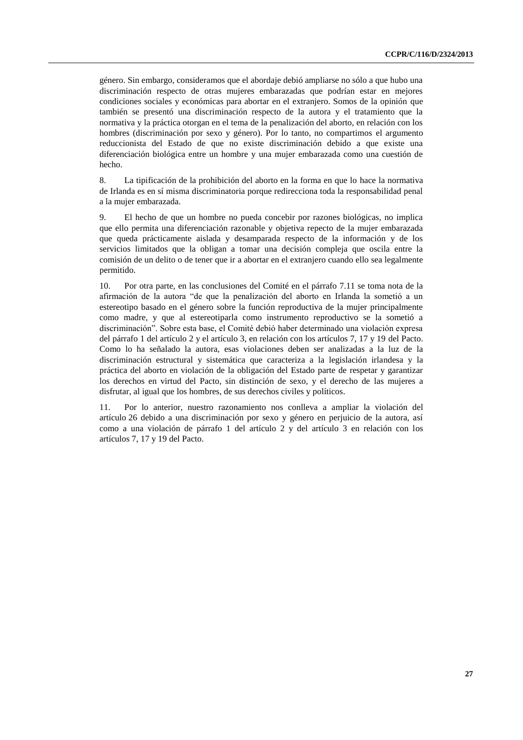género. Sin embargo, consideramos que el abordaje debió ampliarse no sólo a que hubo una discriminación respecto de otras mujeres embarazadas que podrían estar en mejores condiciones sociales y económicas para abortar en el extranjero. Somos de la opinión que también se presentó una discriminación respecto de la autora y el tratamiento que la normativa y la práctica otorgan en el tema de la penalización del aborto, en relación con los hombres (discriminación por sexo y género). Por lo tanto, no compartimos el argumento reduccionista del Estado de que no existe discriminación debido a que existe una diferenciación biológica entre un hombre y una mujer embarazada como una cuestión de hecho.

8. La tipificación de la prohibición del aborto en la forma en que lo hace la normativa de Irlanda es en sí misma discriminatoria porque redirecciona toda la responsabilidad penal a la mujer embarazada.

9. El hecho de que un hombre no pueda concebir por razones biológicas, no implica que ello permita una diferenciación razonable y objetiva repecto de la mujer embarazada que queda prácticamente aislada y desamparada respecto de la información y de los servicios limitados que la obligan a tomar una decisión compleja que oscila entre la comisión de un delito o de tener que ir a abortar en el extranjero cuando ello sea legalmente permitido.

10. Por otra parte, en las conclusiones del Comité en el párrafo 7.11 se toma nota de la afirmación de la autora "de que la penalización del aborto en Irlanda la sometió a un estereotipo basado en el género sobre la función reproductiva de la mujer principalmente como madre, y que al estereotiparla como instrumento reproductivo se la sometió a discriminación". Sobre esta base, el Comité debió haber determinado una violación expresa del párrafo 1 del artículo 2 y el artículo 3, en relación con los artículos 7, 17 y 19 del Pacto. Como lo ha señalado la autora, esas violaciones deben ser analizadas a la luz de la discriminación estructural y sistemática que caracteriza a la legislación irlandesa y la práctica del aborto en violación de la obligación del Estado parte de respetar y garantizar los derechos en virtud del Pacto, sin distinción de sexo, y el derecho de las mujeres a disfrutar, al igual que los hombres, de sus derechos civiles y políticos.

11. Por lo anterior, nuestro razonamiento nos conlleva a ampliar la violación del artículo 26 debido a una discriminación por sexo y género en perjuicio de la autora, así como a una violación de párrafo 1 del artículo 2 y del artículo 3 en relación con los artículos 7, 17 y 19 del Pacto.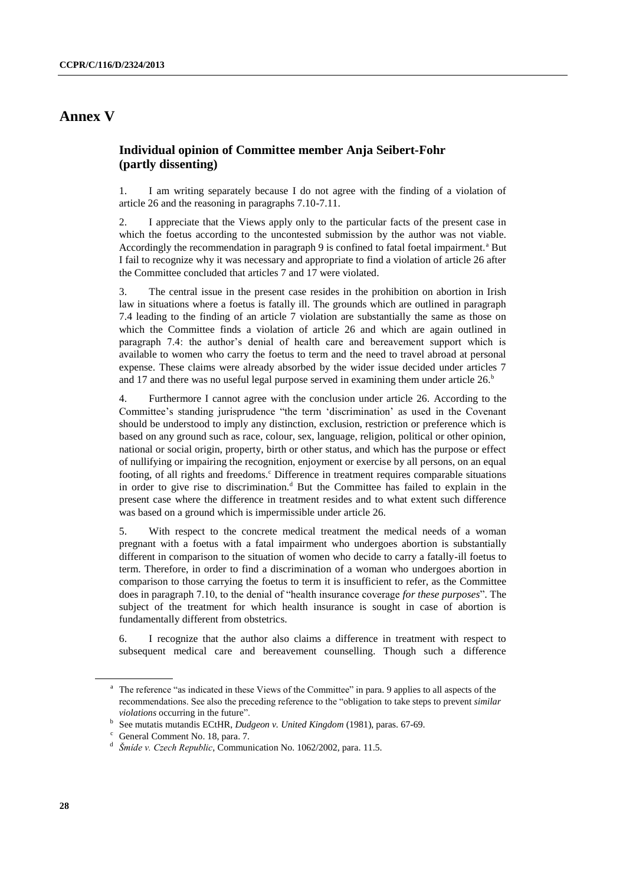# Annex V

## Individual opinion of Committee member Anja Seibert-Fohr (partly dissenting)

1. I am writing separately because I do not agree with the finding of a violation of article 26 and the reasoning in paragraphs 7.10-7.11.

2. I appreciate that the Views apply only to the particular facts of the present case in which the foetus according to the uncontested submission by the author was not viable. Accordingly the recommendation in paragraph 9 is confined to fatal foetal impairment.[a] But I fail to recognize why it was necessary and appropriate to find a violation of article 26 after the Committee concluded that articles 7 and 17 were violated.

3. The central issue in the present case resides in the prohibition on abortion in Irish law in situations where a foetus is fatally ill. The grounds which are outlined in paragraph 7.4 leading to the finding of an article 7 violation are substantially the same as those on which the Committee finds a violation of article 26 and which are again outlined in paragraph 7.4: the author's denial of health care and bereavement support which is available to women who carry the foetus to term and the need to travel abroad at personal expense. These claims were already absorbed by the wider issue decided under articles 7 and 17 and there was no useful legal purpose served in examining them under article 26.[b]

4. Furthermore I cannot agree with the conclusion under article 26. According to the Committee's standing jurisprudence "the term 'discrimination' as used in the Covenant should be understood to imply any distinction, exclusion, restriction or preference which is based on any ground such as race, colour, sex, language, religion, political or other opinion, national or social origin, property, birth or other status, and which has the purpose or effect of nullifying or impairing the recognition, enjoyment or exercise by all persons, on an equal footing, of all rights and freedoms.[c] Difference in treatment requires comparable situations in order to give rise to discrimination.[d] But the Committee has failed to explain in the present case where the difference in treatment resides and to what extent such difference was based on a ground which is impermissible under article 26.

5. With respect to the concrete medical treatment the medical needs of a woman pregnant with a foetus with a fatal impairment who undergoes abortion is substantially different in comparison to the situation of women who decide to carry a fatally-ill foetus to term. Therefore, in order to find a discrimination of a woman who undergoes abortion in comparison to those carrying the foetus to term it is insufficient to refer, as the Committee does in paragraph 7.10, to the denial of "health insurance coverage *for these purposes*". The subject of the treatment for which health insurance is sought in case of abortion is fundamentally different from obstetrics.

6. I recognize that the author also claims a difference in treatment with respect to subsequent medical care and bereavement counselling. Though such a difference

---

[a] The reference "as indicated in these Views of the Committee" in para. 9 applies to all aspects of the recommendations. See also the preceding reference to the "obligation to take steps to prevent *similar violations* occurring in the future".

[b] See mutatis mutandis ECtHR, *Dudgeon v. United Kingdom* (1981), paras. 67-69.

[c] General Comment No. 18, para. 7.

[d] *Šmíde v. Czech Republic*, Communication No. 1062/2002, para. 11.5.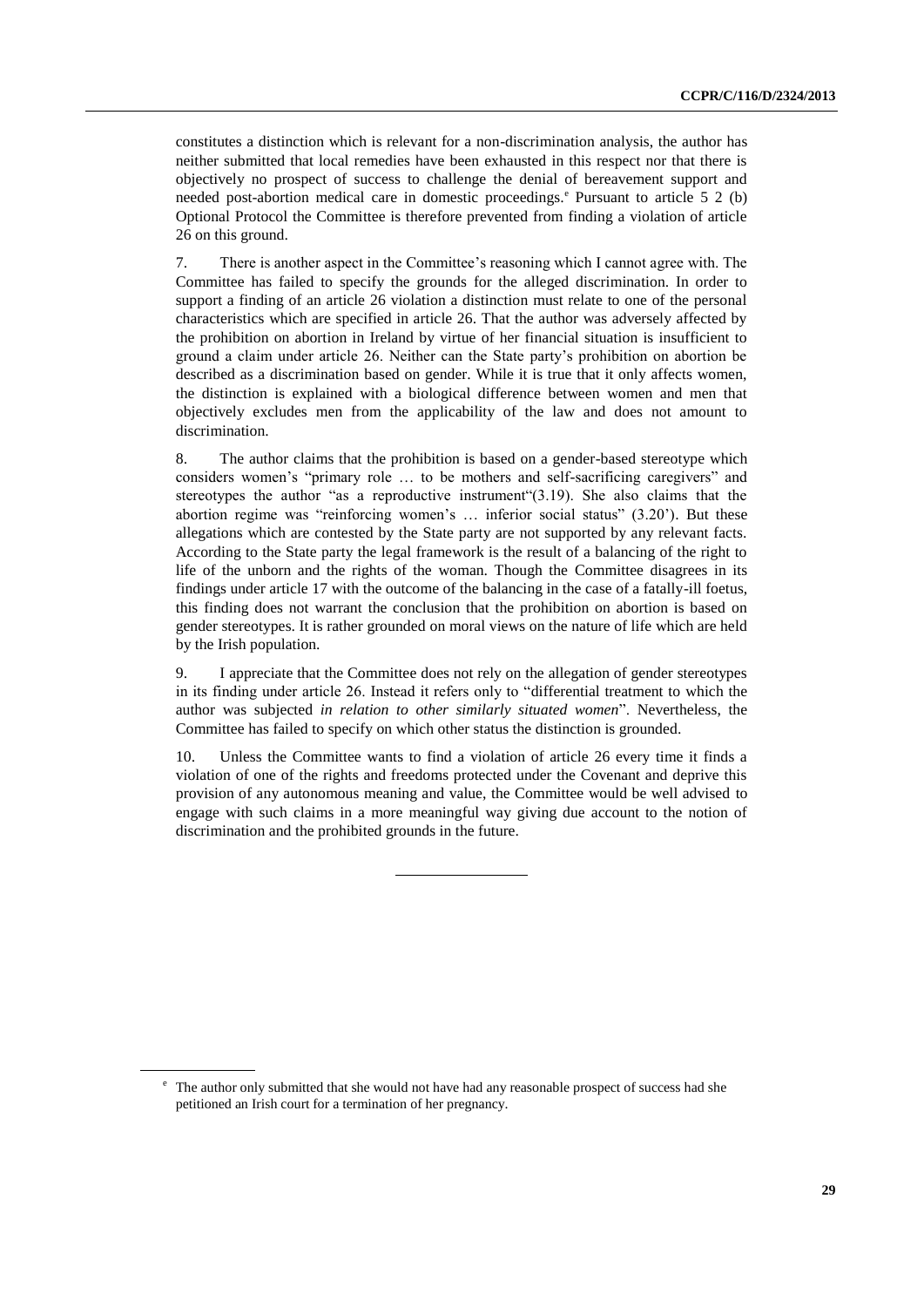constitutes a distinction which is relevant for a non-discrimination analysis, the author has neither submitted that local remedies have been exhausted in this respect nor that there is objectively no prospect of success to challenge the denial of bereavement support and needed post-abortion medical care in domestic proceedings.[e] Pursuant to article 5 2 (b) Optional Protocol the Committee is therefore prevented from finding a violation of article 26 on this ground.

7. There is another aspect in the Committee's reasoning which I cannot agree with. The Committee has failed to specify the grounds for the alleged discrimination. In order to support a finding of an article 26 violation a distinction must relate to one of the personal characteristics which are specified in article 26. That the author was adversely affected by the prohibition on abortion in Ireland by virtue of her financial situation is insufficient to ground a claim under article 26. Neither can the State party's prohibition on abortion be described as a discrimination based on gender. While it is true that it only affects women, the distinction is explained with a biological difference between women and men that objectively excludes men from the applicability of the law and does not amount to discrimination.

8. The author claims that the prohibition is based on a gender-based stereotype which considers women's "primary role … to be mothers and self-sacrificing caregivers" and stereotypes the author "as a reproductive instrument"(3.19). She also claims that the abortion regime was "reinforcing women's … inferior social status" (3.20'). But these allegations which are contested by the State party are not supported by any relevant facts. According to the State party the legal framework is the result of a balancing of the right to life of the unborn and the rights of the woman. Though the Committee disagrees in its findings under article 17 with the outcome of the balancing in the case of a fatally-ill foetus, this finding does not warrant the conclusion that the prohibition on abortion is based on gender stereotypes. It is rather grounded on moral views on the nature of life which are held by the Irish population.

9. I appreciate that the Committee does not rely on the allegation of gender stereotypes in its finding under article 26. Instead it refers only to "differential treatment to which the author was subjected *in relation to other similarly situated women*". Nevertheless, the Committee has failed to specify on which other status the distinction is grounded.

10. Unless the Committee wants to find a violation of article 26 every time it finds a violation of one of the rights and freedoms protected under the Covenant and deprive this provision of any autonomous meaning and value, the Committee would be well advised to engage with such claims in a more meaningful way giving due account to the notion of discrimination and the prohibited grounds in the future.

---

[e] The author only submitted that she would not have had any reasonable prospect of success had she petitioned an Irish court for a termination of her pregnancy.